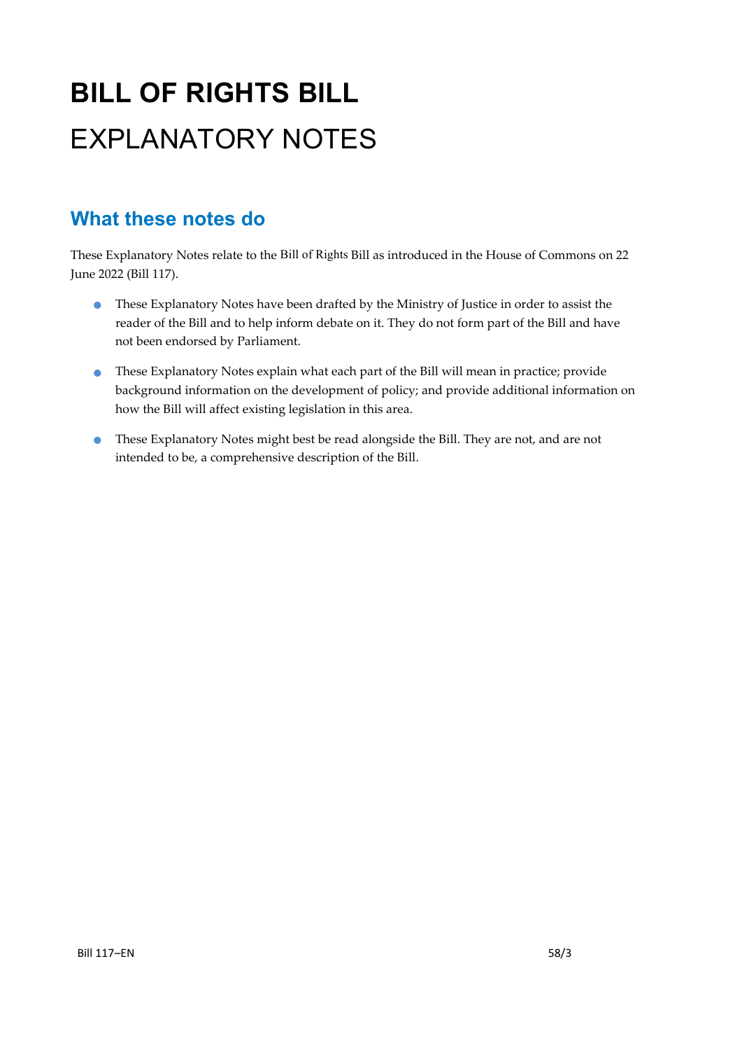# BILL OF RIGHTS BILL

# EXPLANATORY NOTES

## What these notes do

These Explanatory Notes relate to the Bill of Rights Bill as introduced in the House of Commons on 22 June 2022 (Bill 117).

- These Explanatory Notes have been drafted by the Ministry of Justice in order to assist the reader of the Bill and to help inform debate on it. They do not form part of the Bill and have not been endorsed by Parliament.
- These Explanatory Notes explain what each part of the Bill will mean in practice; provide background information on the development of policy; and provide additional information on how the Bill will affect existing legislation in this area.
- These Explanatory Notes might best be read alongside the Bill. They are not, and are not intended to be, a comprehensive description of the Bill.

Bill 117–EN 58/3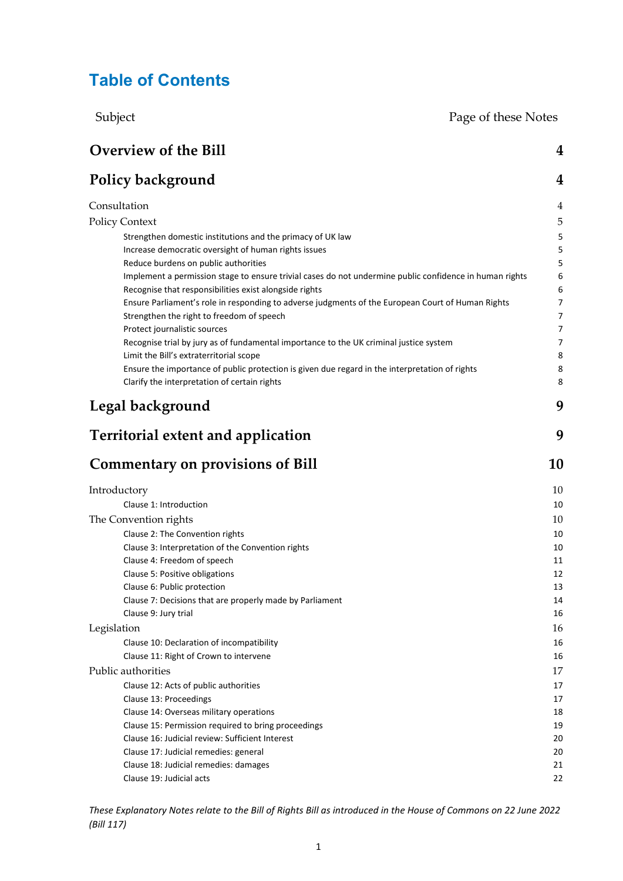# Table of Contents

| Subject | Page of these Notes |
|---|---|
| **Overview of the Bill** | **4** |
| **Policy background** | **4** |
| Consultation | 4 |
| Policy Context | 5 |
| Strengthen domestic institutions and the primacy of UK law | 5 |
| Increase democratic oversight of human rights issues | 5 |
| Reduce burdens on public authorities | 5 |
| Implement a permission stage to ensure trivial cases do not undermine public confidence in human rights | 6 |
| Recognise that responsibilities exist alongside rights | 6 |
| Ensure Parliament's role in responding to adverse judgments of the European Court of Human Rights | 7 |
| Strengthen the right to freedom of speech | 7 |
| Protect journalistic sources | 7 |
| Recognise trial by jury as of fundamental importance to the UK criminal justice system | 7 |
| Limit the Bill's extraterritorial scope | 8 |
| Ensure the importance of public protection is given due regard in the interpretation of rights | 8 |
| Clarify the interpretation of certain rights | 8 |
| **Legal background** | **9** |
| **Territorial extent and application** | **9** |
| **Commentary on provisions of Bill** | **10** |
| Introductory | 10 |
| Clause 1: Introduction | 10 |
| The Convention rights | 10 |
| Clause 2: The Convention rights | 10 |
| Clause 3: Interpretation of the Convention rights | 10 |
| Clause 4: Freedom of speech | 11 |
| Clause 5: Positive obligations | 12 |
| Clause 6: Public protection | 13 |
| Clause 7: Decisions that are properly made by Parliament | 14 |
| Clause 9: Jury trial | 16 |
| Legislation | 16 |
| Clause 10: Declaration of incompatibility | 16 |
| Clause 11: Right of Crown to intervene | 16 |
| Public authorities | 17 |
| Clause 12: Acts of public authorities | 17 |
| Clause 13: Proceedings | 17 |
| Clause 14: Overseas military operations | 18 |
| Clause 15: Permission required to bring proceedings | 19 |
| Clause 16: Judicial review: Sufficient Interest | 20 |
| Clause 17: Judicial remedies: general | 20 |
| Clause 18: Judicial remedies: damages | 21 |
| Clause 19: Judicial acts | 22 |

*These Explanatory Notes relate to the Bill of Rights Bill as introduced in the House of Commons on 22 June 2022 (Bill 117)*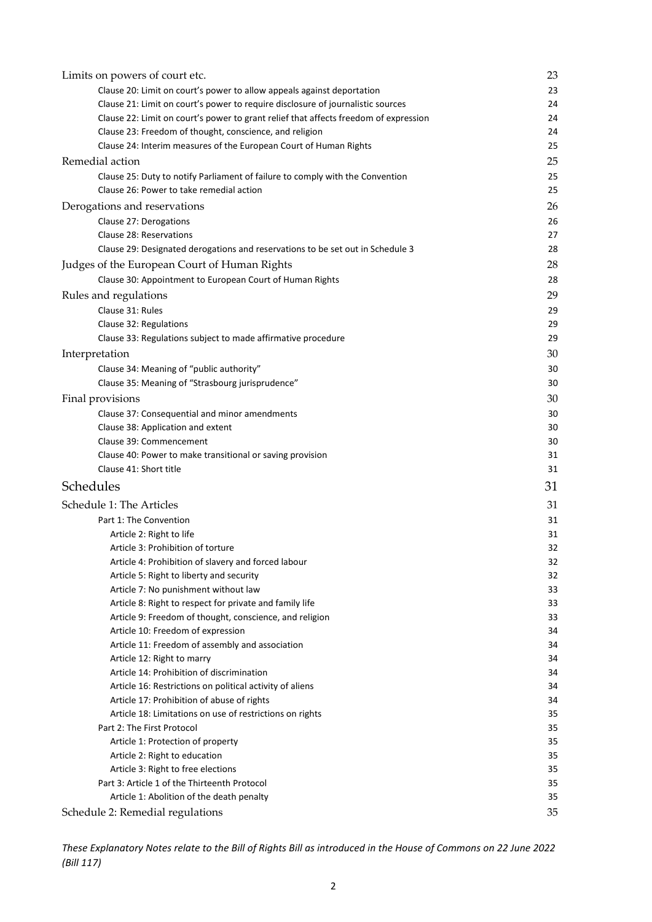Limits on powers of court etc. 23

Clause 20: Limit on court's power to allow appeals against deportation 23

Clause 21: Limit on court's power to require disclosure of journalistic sources 24

Clause 22: Limit on court's power to grant relief that affects freedom of expression 24

Clause 23: Freedom of thought, conscience, and religion 24

Clause 24: Interim measures of the European Court of Human Rights 25

Remedial action 25

Clause 25: Duty to notify Parliament of failure to comply with the Convention 25

Clause 26: Power to take remedial action 25

Derogations and reservations 26

Clause 27: Derogations 26

Clause 28: Reservations 27

Clause 29: Designated derogations and reservations to be set out in Schedule 3 28

Judges of the European Court of Human Rights 28

Clause 30: Appointment to European Court of Human Rights 28

Rules and regulations 29

Clause 31: Rules 29

Clause 32: Regulations 29

Clause 33: Regulations subject to made affirmative procedure 29

Interpretation 30

Clause 34: Meaning of "public authority" 30

Clause 35: Meaning of "Strasbourg jurisprudence" 30

Final provisions 30

Clause 37: Consequential and minor amendments 30

Clause 38: Application and extent 30

Clause 39: Commencement 30

Clause 40: Power to make transitional or saving provision 31

Clause 41: Short title 31

Schedules 31

Schedule 1: The Articles 31

Part 1: The Convention 31

Article 2: Right to life 31

Article 3: Prohibition of torture 32

Article 4: Prohibition of slavery and forced labour 32

Article 5: Right to liberty and security 32

Article 7: No punishment without law 33

Article 8: Right to respect for private and family life 33

Article 9: Freedom of thought, conscience, and religion 33

Article 10: Freedom of expression 34

Article 11: Freedom of assembly and association 34

Article 12: Right to marry 34

Article 14: Prohibition of discrimination 34

Article 16: Restrictions on political activity of aliens 34

Article 17: Prohibition of abuse of rights 34

Article 18: Limitations on use of restrictions on rights 35

Part 2: The First Protocol 35

Article 1: Protection of property 35

Article 2: Right to education 35

Article 3: Right to free elections 35

Part 3: Article 1 of the Thirteenth Protocol 35

Article 1: Abolition of the death penalty 35

Schedule 2: Remedial regulations 35

*These Explanatory Notes relate to the Bill of Rights Bill as introduced in the House of Commons on 22 June 2022 (Bill 117)*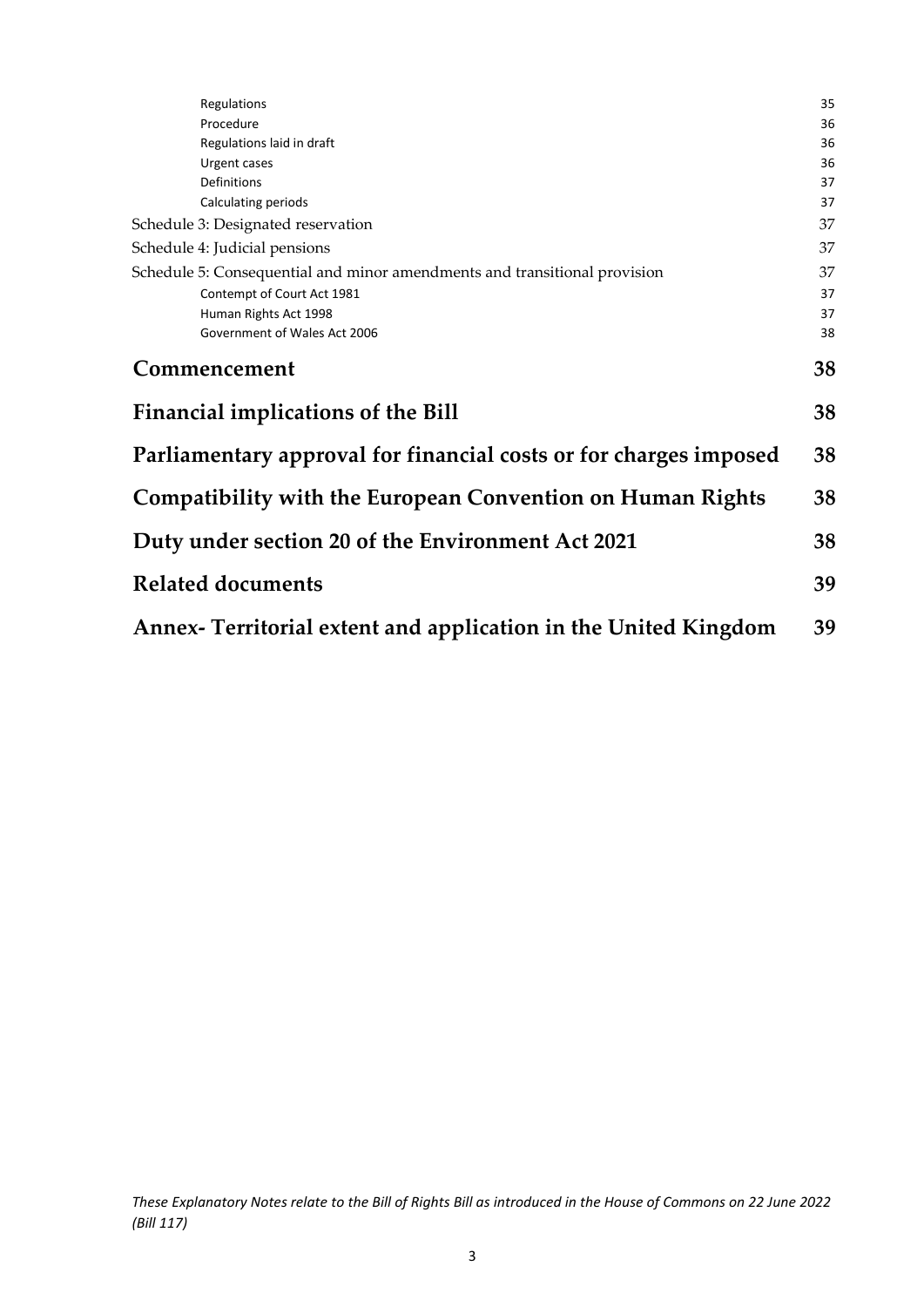Regulations 35
Procedure 36
Regulations laid in draft 36
Urgent cases 36
Definitions 37
Calculating periods 37

Schedule 3: Designated reservation 37

Schedule 4: Judicial pensions 37

Schedule 5: Consequential and minor amendments and transitional provision 37

Contempt of Court Act 1981 37
Human Rights Act 1998 37
Government of Wales Act 2006 38

**Commencement 38**

**Financial implications of the Bill 38**

**Parliamentary approval for financial costs or for charges imposed 38**

**Compatibility with the European Convention on Human Rights 38**

**Duty under section 20 of the Environment Act 2021 38**

**Related documents 39**

**Annex- Territorial extent and application in the United Kingdom 39**

*These Explanatory Notes relate to the Bill of Rights Bill as introduced in the House of Commons on 22 June 2022 (Bill 117)*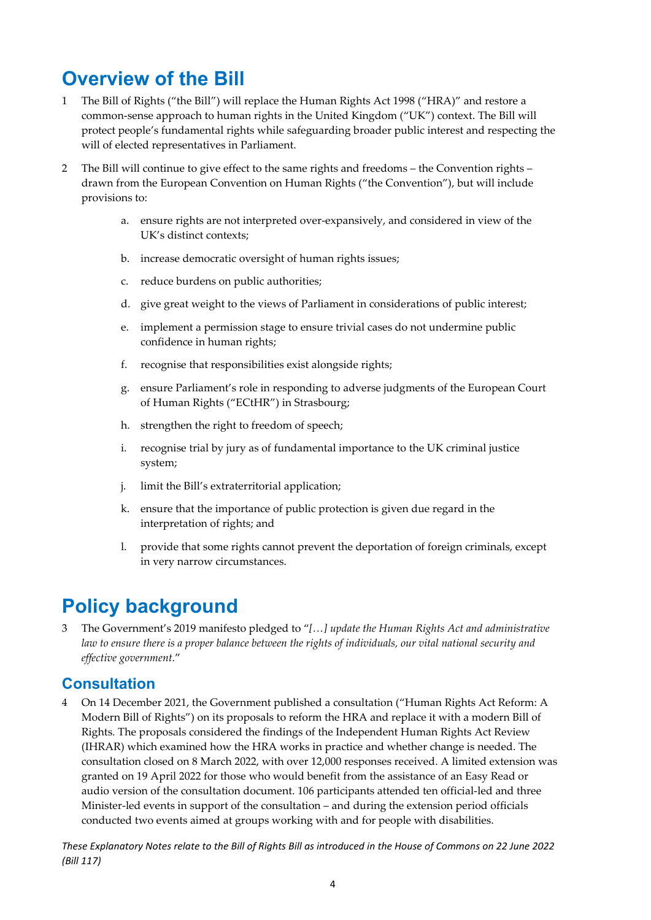# Overview of the Bill

1 The Bill of Rights ("the Bill") will replace the Human Rights Act 1998 ("HRA)" and restore a common-sense approach to human rights in the United Kingdom ("UK") context. The Bill will protect people's fundamental rights while safeguarding broader public interest and respecting the will of elected representatives in Parliament.

2 The Bill will continue to give effect to the same rights and freedoms – the Convention rights – drawn from the European Convention on Human Rights ("the Convention"), but will include provisions to:

a. ensure rights are not interpreted over-expansively, and considered in view of the UK's distinct contexts;

b. increase democratic oversight of human rights issues;

c. reduce burdens on public authorities;

d. give great weight to the views of Parliament in considerations of public interest;

e. implement a permission stage to ensure trivial cases do not undermine public confidence in human rights;

f. recognise that responsibilities exist alongside rights;

g. ensure Parliament's role in responding to adverse judgments of the European Court of Human Rights ("ECtHR") in Strasbourg;

h. strengthen the right to freedom of speech;

i. recognise trial by jury as of fundamental importance to the UK criminal justice system;

j. limit the Bill's extraterritorial application;

k. ensure that the importance of public protection is given due regard in the interpretation of rights; and

l. provide that some rights cannot prevent the deportation of foreign criminals, except in very narrow circumstances.

# Policy background

3 The Government's 2019 manifesto pledged to "*[…] update the Human Rights Act and administrative law to ensure there is a proper balance between the rights of individuals, our vital national security and effective government.*"

## Consultation

4 On 14 December 2021, the Government published a consultation ("Human Rights Act Reform: A Modern Bill of Rights") on its proposals to reform the HRA and replace it with a modern Bill of Rights. The proposals considered the findings of the Independent Human Rights Act Review (IHRAR) which examined how the HRA works in practice and whether change is needed. The consultation closed on 8 March 2022, with over 12,000 responses received. A limited extension was granted on 19 April 2022 for those who would benefit from the assistance of an Easy Read or audio version of the consultation document. 106 participants attended ten official-led and three Minister-led events in support of the consultation – and during the extension period officials conducted two events aimed at groups working with and for people with disabilities.

*These Explanatory Notes relate to the Bill of Rights Bill as introduced in the House of Commons on 22 June 2022 (Bill 117)*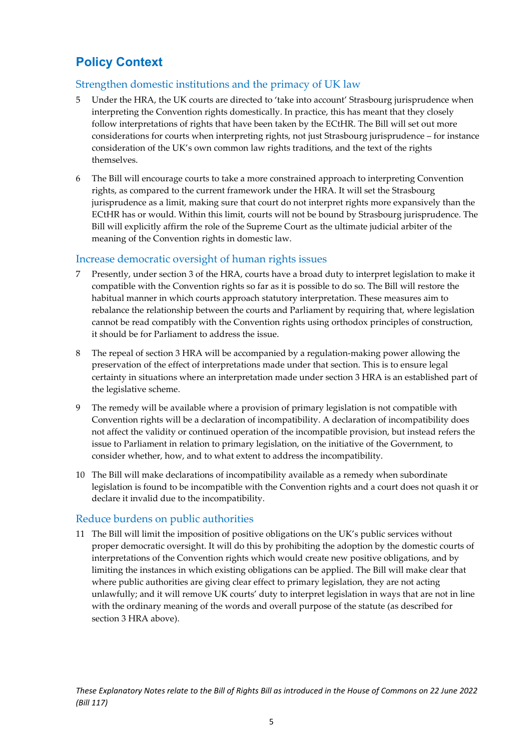## Policy Context

### Strengthen domestic institutions and the primacy of UK law

5 Under the HRA, the UK courts are directed to 'take into account' Strasbourg jurisprudence when interpreting the Convention rights domestically. In practice, this has meant that they closely follow interpretations of rights that have been taken by the ECtHR. The Bill will set out more considerations for courts when interpreting rights, not just Strasbourg jurisprudence – for instance consideration of the UK's own common law rights traditions, and the text of the rights themselves.

6 The Bill will encourage courts to take a more constrained approach to interpreting Convention rights, as compared to the current framework under the HRA. It will set the Strasbourg jurisprudence as a limit, making sure that court do not interpret rights more expansively than the ECtHR has or would. Within this limit, courts will not be bound by Strasbourg jurisprudence. The Bill will explicitly affirm the role of the Supreme Court as the ultimate judicial arbiter of the meaning of the Convention rights in domestic law.

### Increase democratic oversight of human rights issues

7 Presently, under section 3 of the HRA, courts have a broad duty to interpret legislation to make it compatible with the Convention rights so far as it is possible to do so. The Bill will restore the habitual manner in which courts approach statutory interpretation. These measures aim to rebalance the relationship between the courts and Parliament by requiring that, where legislation cannot be read compatibly with the Convention rights using orthodox principles of construction, it should be for Parliament to address the issue.

8 The repeal of section 3 HRA will be accompanied by a regulation-making power allowing the preservation of the effect of interpretations made under that section. This is to ensure legal certainty in situations where an interpretation made under section 3 HRA is an established part of the legislative scheme.

9 The remedy will be available where a provision of primary legislation is not compatible with Convention rights will be a declaration of incompatibility. A declaration of incompatibility does not affect the validity or continued operation of the incompatible provision, but instead refers the issue to Parliament in relation to primary legislation, on the initiative of the Government, to consider whether, how, and to what extent to address the incompatibility.

10 The Bill will make declarations of incompatibility available as a remedy when subordinate legislation is found to be incompatible with the Convention rights and a court does not quash it or declare it invalid due to the incompatibility.

### Reduce burdens on public authorities

11 The Bill will limit the imposition of positive obligations on the UK's public services without proper democratic oversight. It will do this by prohibiting the adoption by the domestic courts of interpretations of the Convention rights which would create new positive obligations, and by limiting the instances in which existing obligations can be applied. The Bill will make clear that where public authorities are giving clear effect to primary legislation, they are not acting unlawfully; and it will remove UK courts' duty to interpret legislation in ways that are not in line with the ordinary meaning of the words and overall purpose of the statute (as described for section 3 HRA above).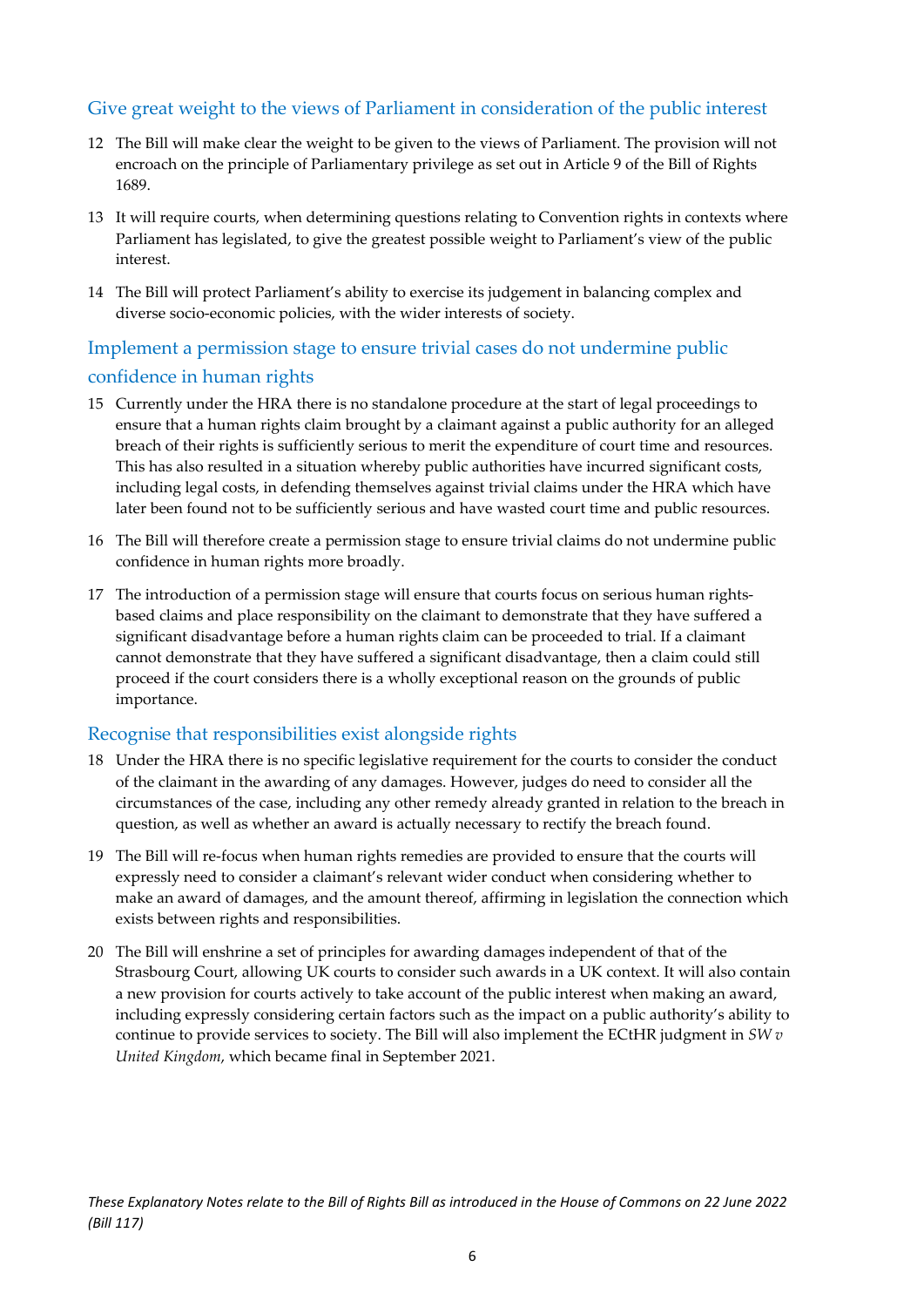## Give great weight to the views of Parliament in consideration of the public interest

12 The Bill will make clear the weight to be given to the views of Parliament. The provision will not encroach on the principle of Parliamentary privilege as set out in Article 9 of the Bill of Rights 1689.

13 It will require courts, when determining questions relating to Convention rights in contexts where Parliament has legislated, to give the greatest possible weight to Parliament's view of the public interest.

14 The Bill will protect Parliament's ability to exercise its judgement in balancing complex and diverse socio-economic policies, with the wider interests of society.

## Implement a permission stage to ensure trivial cases do not undermine public confidence in human rights

15 Currently under the HRA there is no standalone procedure at the start of legal proceedings to ensure that a human rights claim brought by a claimant against a public authority for an alleged breach of their rights is sufficiently serious to merit the expenditure of court time and resources. This has also resulted in a situation whereby public authorities have incurred significant costs, including legal costs, in defending themselves against trivial claims under the HRA which have later been found not to be sufficiently serious and have wasted court time and public resources.

16 The Bill will therefore create a permission stage to ensure trivial claims do not undermine public confidence in human rights more broadly.

17 The introduction of a permission stage will ensure that courts focus on serious human rights-based claims and place responsibility on the claimant to demonstrate that they have suffered a significant disadvantage before a human rights claim can be proceeded to trial. If a claimant cannot demonstrate that they have suffered a significant disadvantage, then a claim could still proceed if the court considers there is a wholly exceptional reason on the grounds of public importance.

## Recognise that responsibilities exist alongside rights

18 Under the HRA there is no specific legislative requirement for the courts to consider the conduct of the claimant in the awarding of any damages. However, judges do need to consider all the circumstances of the case, including any other remedy already granted in relation to the breach in question, as well as whether an award is actually necessary to rectify the breach found.

19 The Bill will re-focus when human rights remedies are provided to ensure that the courts will expressly need to consider a claimant's relevant wider conduct when considering whether to make an award of damages, and the amount thereof, affirming in legislation the connection which exists between rights and responsibilities.

20 The Bill will enshrine a set of principles for awarding damages independent of that of the Strasbourg Court, allowing UK courts to consider such awards in a UK context. It will also contain a new provision for courts actively to take account of the public interest when making an award, including expressly considering certain factors such as the impact on a public authority's ability to continue to provide services to society. The Bill will also implement the ECtHR judgment in *SW v United Kingdom*, which became final in September 2021.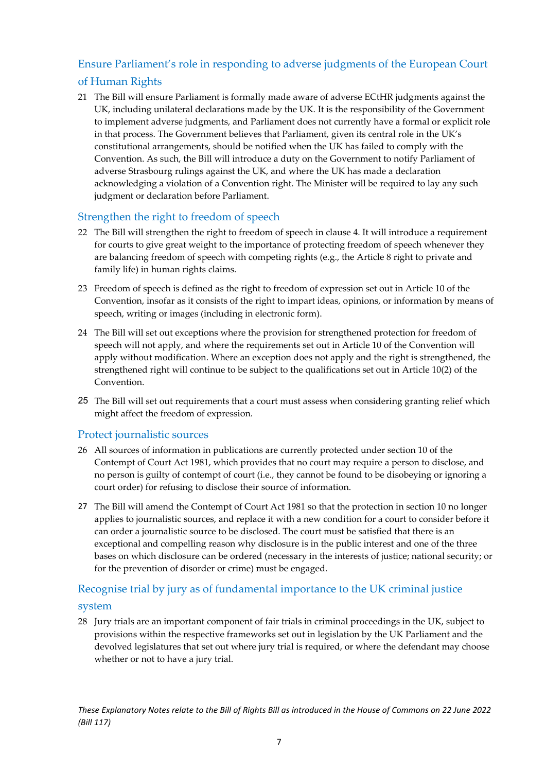## Ensure Parliament's role in responding to adverse judgments of the European Court of Human Rights

21 The Bill will ensure Parliament is formally made aware of adverse ECtHR judgments against the UK, including unilateral declarations made by the UK. It is the responsibility of the Government to implement adverse judgments, and Parliament does not currently have a formal or explicit role in that process. The Government believes that Parliament, given its central role in the UK's constitutional arrangements, should be notified when the UK has failed to comply with the Convention. As such, the Bill will introduce a duty on the Government to notify Parliament of adverse Strasbourg rulings against the UK, and where the UK has made a declaration acknowledging a violation of a Convention right. The Minister will be required to lay any such judgment or declaration before Parliament.

## Strengthen the right to freedom of speech

22 The Bill will strengthen the right to freedom of speech in clause 4. It will introduce a requirement for courts to give great weight to the importance of protecting freedom of speech whenever they are balancing freedom of speech with competing rights (e.g., the Article 8 right to private and family life) in human rights claims.

23 Freedom of speech is defined as the right to freedom of expression set out in Article 10 of the Convention, insofar as it consists of the right to impart ideas, opinions, or information by means of speech, writing or images (including in electronic form).

24 The Bill will set out exceptions where the provision for strengthened protection for freedom of speech will not apply, and where the requirements set out in Article 10 of the Convention will apply without modification. Where an exception does not apply and the right is strengthened, the strengthened right will continue to be subject to the qualifications set out in Article 10(2) of the Convention.

25 The Bill will set out requirements that a court must assess when considering granting relief which might affect the freedom of expression.

## Protect journalistic sources

26 All sources of information in publications are currently protected under section 10 of the Contempt of Court Act 1981, which provides that no court may require a person to disclose, and no person is guilty of contempt of court (i.e., they cannot be found to be disobeying or ignoring a court order) for refusing to disclose their source of information.

27 The Bill will amend the Contempt of Court Act 1981 so that the protection in section 10 no longer applies to journalistic sources, and replace it with a new condition for a court to consider before it can order a journalistic source to be disclosed. The court must be satisfied that there is an exceptional and compelling reason why disclosure is in the public interest and one of the three bases on which disclosure can be ordered (necessary in the interests of justice; national security; or for the prevention of disorder or crime) must be engaged.

## Recognise trial by jury as of fundamental importance to the UK criminal justice system

28 Jury trials are an important component of fair trials in criminal proceedings in the UK, subject to provisions within the respective frameworks set out in legislation by the UK Parliament and the devolved legislatures that set out where jury trial is required, or where the defendant may choose whether or not to have a jury trial.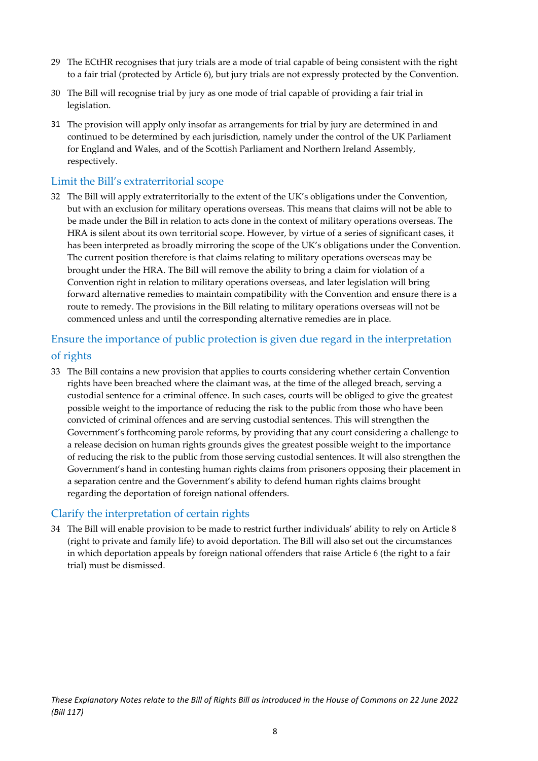29 The ECtHR recognises that jury trials are a mode of trial capable of being consistent with the right to a fair trial (protected by Article 6), but jury trials are not expressly protected by the Convention.

30 The Bill will recognise trial by jury as one mode of trial capable of providing a fair trial in legislation.

31 The provision will apply only insofar as arrangements for trial by jury are determined in and continued to be determined by each jurisdiction, namely under the control of the UK Parliament for England and Wales, and of the Scottish Parliament and Northern Ireland Assembly, respectively.

## Limit the Bill's extraterritorial scope

32 The Bill will apply extraterritorially to the extent of the UK's obligations under the Convention, but with an exclusion for military operations overseas. This means that claims will not be able to be made under the Bill in relation to acts done in the context of military operations overseas. The HRA is silent about its own territorial scope. However, by virtue of a series of significant cases, it has been interpreted as broadly mirroring the scope of the UK's obligations under the Convention. The current position therefore is that claims relating to military operations overseas may be brought under the HRA. The Bill will remove the ability to bring a claim for violation of a Convention right in relation to military operations overseas, and later legislation will bring forward alternative remedies to maintain compatibility with the Convention and ensure there is a route to remedy. The provisions in the Bill relating to military operations overseas will not be commenced unless and until the corresponding alternative remedies are in place.

## Ensure the importance of public protection is given due regard in the interpretation of rights

33 The Bill contains a new provision that applies to courts considering whether certain Convention rights have been breached where the claimant was, at the time of the alleged breach, serving a custodial sentence for a criminal offence. In such cases, courts will be obliged to give the greatest possible weight to the importance of reducing the risk to the public from those who have been convicted of criminal offences and are serving custodial sentences. This will strengthen the Government's forthcoming parole reforms, by providing that any court considering a challenge to a release decision on human rights grounds gives the greatest possible weight to the importance of reducing the risk to the public from those serving custodial sentences. It will also strengthen the Government's hand in contesting human rights claims from prisoners opposing their placement in a separation centre and the Government's ability to defend human rights claims brought regarding the deportation of foreign national offenders.

## Clarify the interpretation of certain rights

34 The Bill will enable provision to be made to restrict further individuals' ability to rely on Article 8 (right to private and family life) to avoid deportation. The Bill will also set out the circumstances in which deportation appeals by foreign national offenders that raise Article 6 (the right to a fair trial) must be dismissed.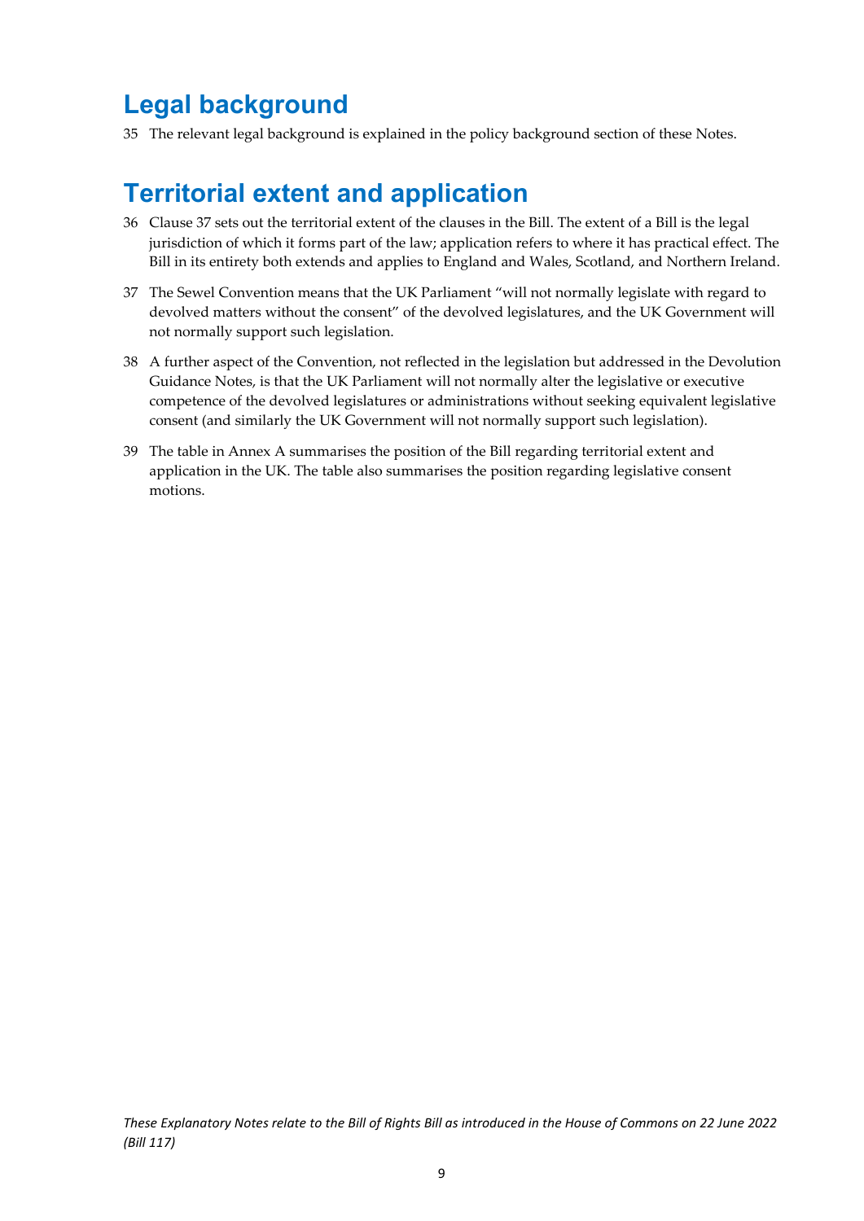## Legal background

35 The relevant legal background is explained in the policy background section of these Notes.

## Territorial extent and application

36 Clause 37 sets out the territorial extent of the clauses in the Bill. The extent of a Bill is the legal jurisdiction of which it forms part of the law; application refers to where it has practical effect. The Bill in its entirety both extends and applies to England and Wales, Scotland, and Northern Ireland.

37 The Sewel Convention means that the UK Parliament "will not normally legislate with regard to devolved matters without the consent" of the devolved legislatures, and the UK Government will not normally support such legislation.

38 A further aspect of the Convention, not reflected in the legislation but addressed in the Devolution Guidance Notes, is that the UK Parliament will not normally alter the legislative or executive competence of the devolved legislatures or administrations without seeking equivalent legislative consent (and similarly the UK Government will not normally support such legislation).

39 The table in Annex A summarises the position of the Bill regarding territorial extent and application in the UK. The table also summarises the position regarding legislative consent motions.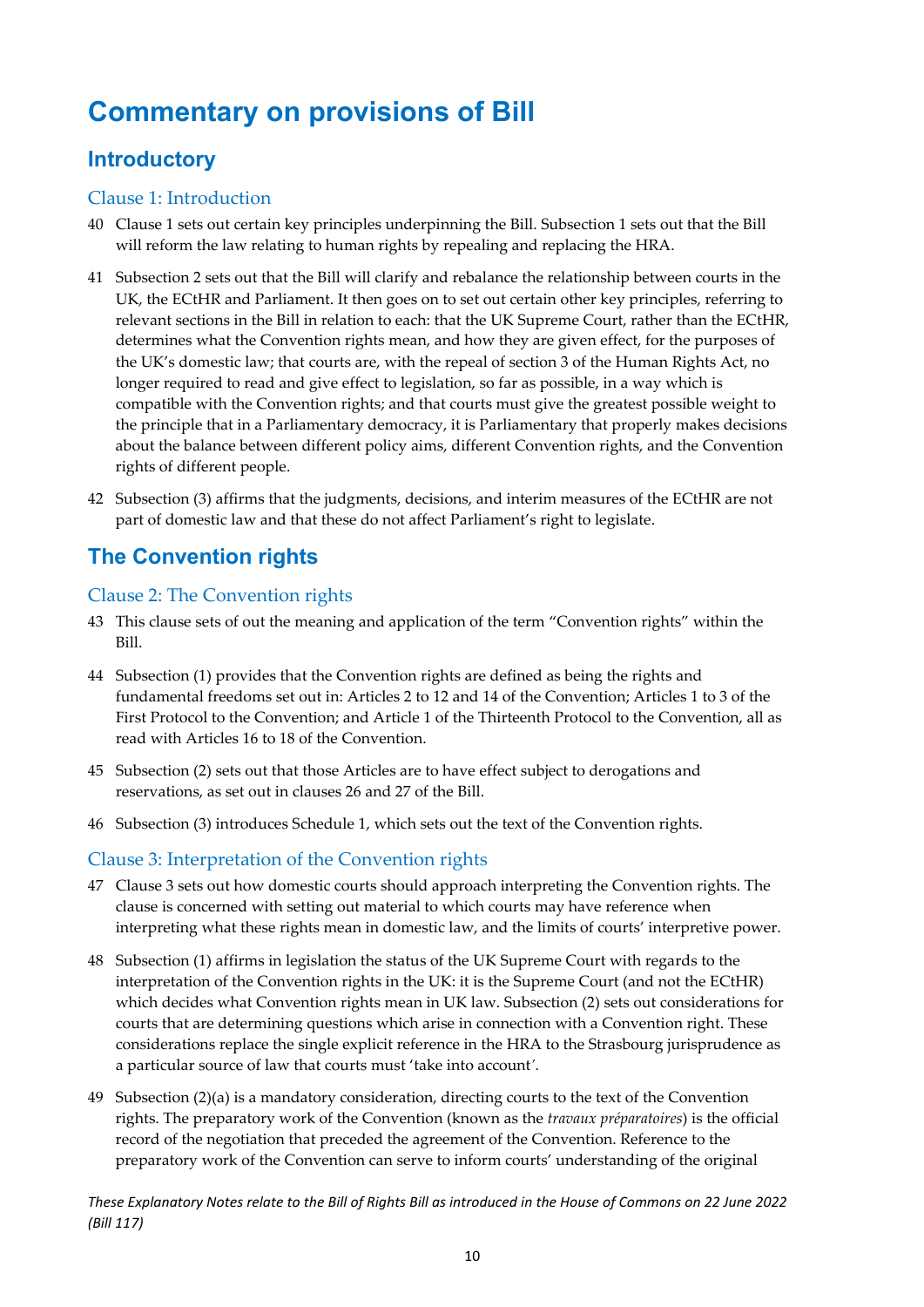# Commentary on provisions of Bill

## Introductory

### Clause 1: Introduction

40 Clause 1 sets out certain key principles underpinning the Bill. Subsection 1 sets out that the Bill will reform the law relating to human rights by repealing and replacing the HRA.

41 Subsection 2 sets out that the Bill will clarify and rebalance the relationship between courts in the UK, the ECtHR and Parliament. It then goes on to set out certain other key principles, referring to relevant sections in the Bill in relation to each: that the UK Supreme Court, rather than the ECtHR, determines what the Convention rights mean, and how they are given effect, for the purposes of the UK's domestic law; that courts are, with the repeal of section 3 of the Human Rights Act, no longer required to read and give effect to legislation, so far as possible, in a way which is compatible with the Convention rights; and that courts must give the greatest possible weight to the principle that in a Parliamentary democracy, it is Parliamentary that properly makes decisions about the balance between different policy aims, different Convention rights, and the Convention rights of different people.

42 Subsection (3) affirms that the judgments, decisions, and interim measures of the ECtHR are not part of domestic law and that these do not affect Parliament's right to legislate.

## The Convention rights

### Clause 2: The Convention rights

43 This clause sets of out the meaning and application of the term "Convention rights" within the Bill.

44 Subsection (1) provides that the Convention rights are defined as being the rights and fundamental freedoms set out in: Articles 2 to 12 and 14 of the Convention; Articles 1 to 3 of the First Protocol to the Convention; and Article 1 of the Thirteenth Protocol to the Convention, all as read with Articles 16 to 18 of the Convention.

45 Subsection (2) sets out that those Articles are to have effect subject to derogations and reservations, as set out in clauses 26 and 27 of the Bill.

46 Subsection (3) introduces Schedule 1, which sets out the text of the Convention rights.

### Clause 3: Interpretation of the Convention rights

47 Clause 3 sets out how domestic courts should approach interpreting the Convention rights. The clause is concerned with setting out material to which courts may have reference when interpreting what these rights mean in domestic law, and the limits of courts' interpretive power.

48 Subsection (1) affirms in legislation the status of the UK Supreme Court with regards to the interpretation of the Convention rights in the UK: it is the Supreme Court (and not the ECtHR) which decides what Convention rights mean in UK law. Subsection (2) sets out considerations for courts that are determining questions which arise in connection with a Convention right. These considerations replace the single explicit reference in the HRA to the Strasbourg jurisprudence as a particular source of law that courts must 'take into account'.

49 Subsection (2)(a) is a mandatory consideration, directing courts to the text of the Convention rights. The preparatory work of the Convention (known as the *travaux préparatoires*) is the official record of the negotiation that preceded the agreement of the Convention. Reference to the preparatory work of the Convention can serve to inform courts' understanding of the original

*These Explanatory Notes relate to the Bill of Rights Bill as introduced in the House of Commons on 22 June 2022 (Bill 117)*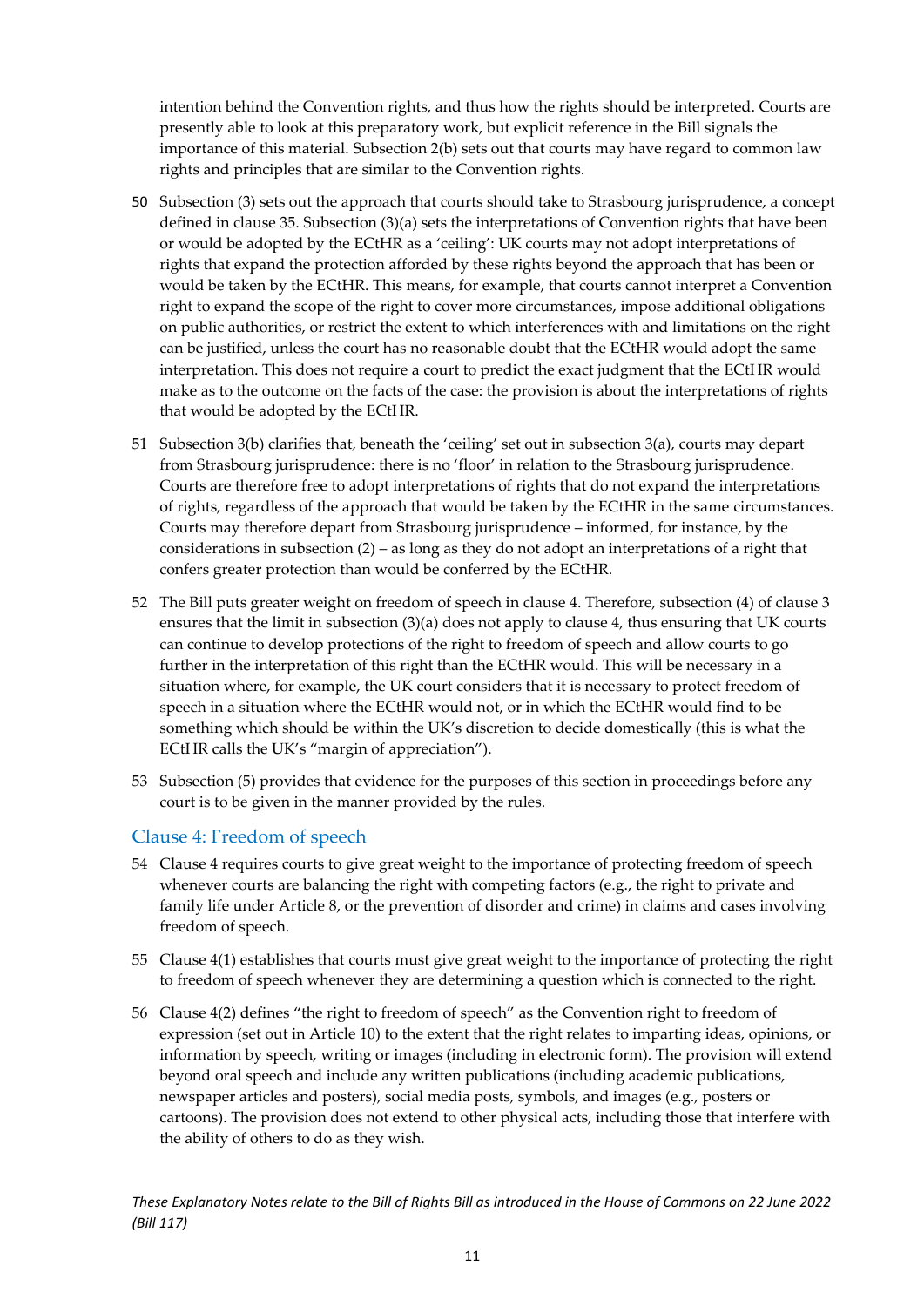intention behind the Convention rights, and thus how the rights should be interpreted. Courts are presently able to look at this preparatory work, but explicit reference in the Bill signals the importance of this material. Subsection 2(b) sets out that courts may have regard to common law rights and principles that are similar to the Convention rights.

50 Subsection (3) sets out the approach that courts should take to Strasbourg jurisprudence, a concept defined in clause 35. Subsection (3)(a) sets the interpretations of Convention rights that have been or would be adopted by the ECtHR as a 'ceiling': UK courts may not adopt interpretations of rights that expand the protection afforded by these rights beyond the approach that has been or would be taken by the ECtHR. This means, for example, that courts cannot interpret a Convention right to expand the scope of the right to cover more circumstances, impose additional obligations on public authorities, or restrict the extent to which interferences with and limitations on the right can be justified, unless the court has no reasonable doubt that the ECtHR would adopt the same interpretation. This does not require a court to predict the exact judgment that the ECtHR would make as to the outcome on the facts of the case: the provision is about the interpretations of rights that would be adopted by the ECtHR.

51 Subsection 3(b) clarifies that, beneath the 'ceiling' set out in subsection 3(a), courts may depart from Strasbourg jurisprudence: there is no 'floor' in relation to the Strasbourg jurisprudence. Courts are therefore free to adopt interpretations of rights that do not expand the interpretations of rights, regardless of the approach that would be taken by the ECtHR in the same circumstances. Courts may therefore depart from Strasbourg jurisprudence – informed, for instance, by the considerations in subsection (2) – as long as they do not adopt an interpretations of a right that confers greater protection than would be conferred by the ECtHR.

52 The Bill puts greater weight on freedom of speech in clause 4. Therefore, subsection (4) of clause 3 ensures that the limit in subsection (3)(a) does not apply to clause 4, thus ensuring that UK courts can continue to develop protections of the right to freedom of speech and allow courts to go further in the interpretation of this right than the ECtHR would. This will be necessary in a situation where, for example, the UK court considers that it is necessary to protect freedom of speech in a situation where the ECtHR would not, or in which the ECtHR would find to be something which should be within the UK's discretion to decide domestically (this is what the ECtHR calls the UK's "margin of appreciation").

53 Subsection (5) provides that evidence for the purposes of this section in proceedings before any court is to be given in the manner provided by the rules.

## Clause 4: Freedom of speech

54 Clause 4 requires courts to give great weight to the importance of protecting freedom of speech whenever courts are balancing the right with competing factors (e.g., the right to private and family life under Article 8, or the prevention of disorder and crime) in claims and cases involving freedom of speech.

55 Clause 4(1) establishes that courts must give great weight to the importance of protecting the right to freedom of speech whenever they are determining a question which is connected to the right.

56 Clause 4(2) defines "the right to freedom of speech" as the Convention right to freedom of expression (set out in Article 10) to the extent that the right relates to imparting ideas, opinions, or information by speech, writing or images (including in electronic form). The provision will extend beyond oral speech and include any written publications (including academic publications, newspaper articles and posters), social media posts, symbols, and images (e.g., posters or cartoons). The provision does not extend to other physical acts, including those that interfere with the ability of others to do as they wish.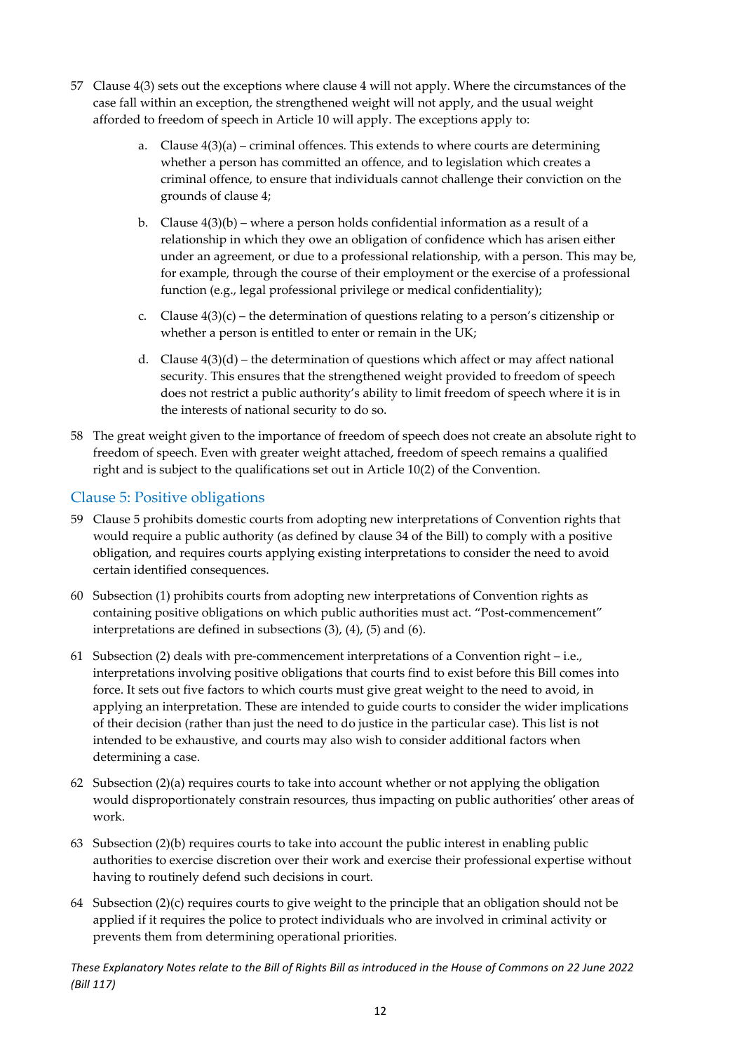57 Clause 4(3) sets out the exceptions where clause 4 will not apply. Where the circumstances of the case fall within an exception, the strengthened weight will not apply, and the usual weight afforded to freedom of speech in Article 10 will apply. The exceptions apply to:

   a. Clause 4(3)(a) – criminal offences. This extends to where courts are determining whether a person has committed an offence, and to legislation which creates a criminal offence, to ensure that individuals cannot challenge their conviction on the grounds of clause 4;

   b. Clause 4(3)(b) – where a person holds confidential information as a result of a relationship in which they owe an obligation of confidence which has arisen either under an agreement, or due to a professional relationship, with a person. This may be, for example, through the course of their employment or the exercise of a professional function (e.g., legal professional privilege or medical confidentiality);

   c. Clause 4(3)(c) – the determination of questions relating to a person's citizenship or whether a person is entitled to enter or remain in the UK;

   d. Clause 4(3)(d) – the determination of questions which affect or may affect national security. This ensures that the strengthened weight provided to freedom of speech does not restrict a public authority's ability to limit freedom of speech where it is in the interests of national security to do so.

58 The great weight given to the importance of freedom of speech does not create an absolute right to freedom of speech. Even with greater weight attached, freedom of speech remains a qualified right and is subject to the qualifications set out in Article 10(2) of the Convention.

## Clause 5: Positive obligations

59 Clause 5 prohibits domestic courts from adopting new interpretations of Convention rights that would require a public authority (as defined by clause 34 of the Bill) to comply with a positive obligation, and requires courts applying existing interpretations to consider the need to avoid certain identified consequences.

60 Subsection (1) prohibits courts from adopting new interpretations of Convention rights as containing positive obligations on which public authorities must act. "Post-commencement" interpretations are defined in subsections (3), (4), (5) and (6).

61 Subsection (2) deals with pre-commencement interpretations of a Convention right – i.e., interpretations involving positive obligations that courts find to exist before this Bill comes into force. It sets out five factors to which courts must give great weight to the need to avoid, in applying an interpretation. These are intended to guide courts to consider the wider implications of their decision (rather than just the need to do justice in the particular case). This list is not intended to be exhaustive, and courts may also wish to consider additional factors when determining a case.

62 Subsection (2)(a) requires courts to take into account whether or not applying the obligation would disproportionately constrain resources, thus impacting on public authorities' other areas of work.

63 Subsection (2)(b) requires courts to take into account the public interest in enabling public authorities to exercise discretion over their work and exercise their professional expertise without having to routinely defend such decisions in court.

64 Subsection (2)(c) requires courts to give weight to the principle that an obligation should not be applied if it requires the police to protect individuals who are involved in criminal activity or prevents them from determining operational priorities.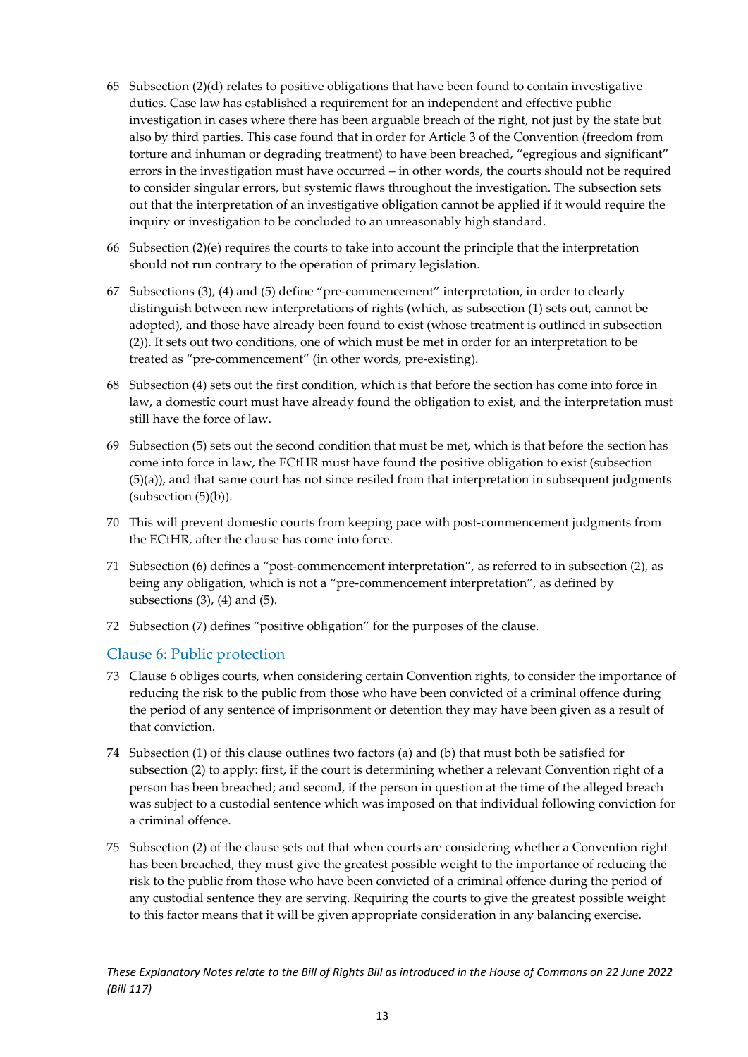65 Subsection (2)(d) relates to positive obligations that have been found to contain investigative duties. Case law has established a requirement for an independent and effective public investigation in cases where there has been arguable breach of the right, not just by the state but also by third parties. This case found that in order for Article 3 of the Convention (freedom from torture and inhuman or degrading treatment) to have been breached, "egregious and significant" errors in the investigation must have occurred – in other words, the courts should not be required to consider singular errors, but systemic flaws throughout the investigation. The subsection sets out that the interpretation of an investigative obligation cannot be applied if it would require the inquiry or investigation to be concluded to an unreasonably high standard.

66 Subsection (2)(e) requires the courts to take into account the principle that the interpretation should not run contrary to the operation of primary legislation.

67 Subsections (3), (4) and (5) define "pre-commencement" interpretation, in order to clearly distinguish between new interpretations of rights (which, as subsection (1) sets out, cannot be adopted), and those have already been found to exist (whose treatment is outlined in subsection (2)). It sets out two conditions, one of which must be met in order for an interpretation to be treated as "pre-commencement" (in other words, pre-existing).

68 Subsection (4) sets out the first condition, which is that before the section has come into force in law, a domestic court must have already found the obligation to exist, and the interpretation must still have the force of law.

69 Subsection (5) sets out the second condition that must be met, which is that before the section has come into force in law, the ECtHR must have found the positive obligation to exist (subsection (5)(a)), and that same court has not since resiled from that interpretation in subsequent judgments (subsection (5)(b)).

70 This will prevent domestic courts from keeping pace with post-commencement judgments from the ECtHR, after the clause has come into force.

71 Subsection (6) defines a "post-commencement interpretation", as referred to in subsection (2), as being any obligation, which is not a "pre-commencement interpretation", as defined by subsections (3), (4) and (5).

72 Subsection (7) defines "positive obligation" for the purposes of the clause.

## Clause 6: Public protection

73 Clause 6 obliges courts, when considering certain Convention rights, to consider the importance of reducing the risk to the public from those who have been convicted of a criminal offence during the period of any sentence of imprisonment or detention they may have been given as a result of that conviction.

74 Subsection (1) of this clause outlines two factors (a) and (b) that must both be satisfied for subsection (2) to apply: first, if the court is determining whether a relevant Convention right of a person has been breached; and second, if the person in question at the time of the alleged breach was subject to a custodial sentence which was imposed on that individual following conviction for a criminal offence.

75 Subsection (2) of the clause sets out that when courts are considering whether a Convention right has been breached, they must give the greatest possible weight to the importance of reducing the risk to the public from those who have been convicted of a criminal offence during the period of any custodial sentence they are serving. Requiring the courts to give the greatest possible weight to this factor means that it will be given appropriate consideration in any balancing exercise.

*These Explanatory Notes relate to the Bill of Rights Bill as introduced in the House of Commons on 22 June 2022 (Bill 117)*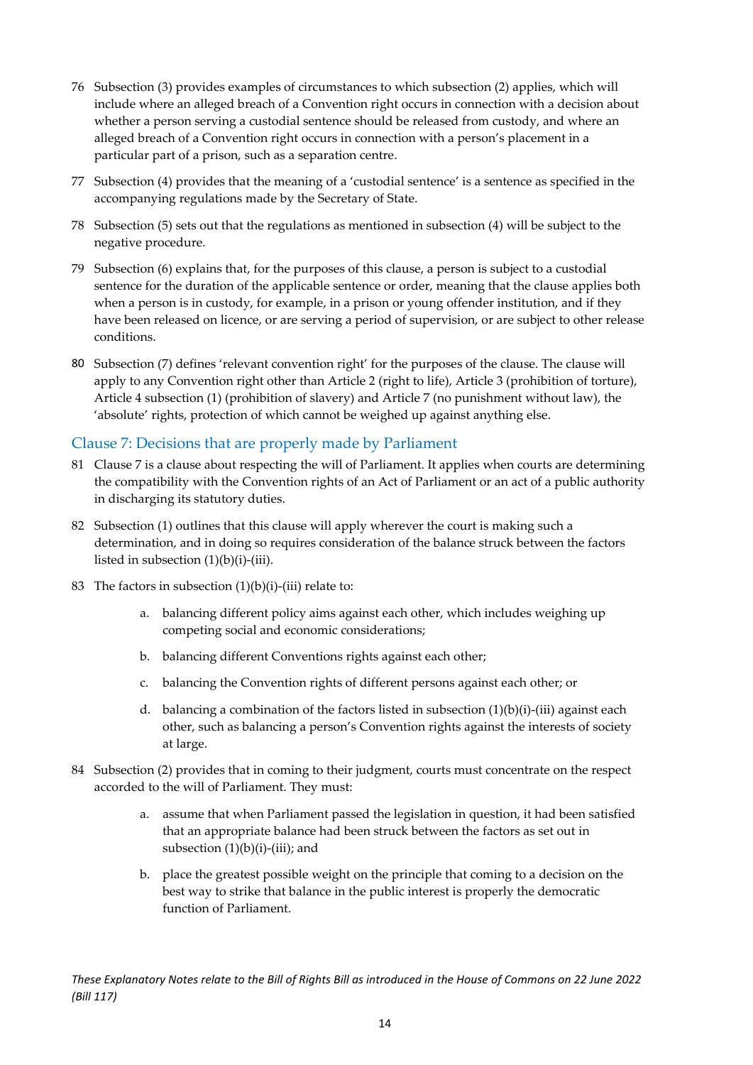76 Subsection (3) provides examples of circumstances to which subsection (2) applies, which will include where an alleged breach of a Convention right occurs in connection with a decision about whether a person serving a custodial sentence should be released from custody, and where an alleged breach of a Convention right occurs in connection with a person's placement in a particular part of a prison, such as a separation centre.

77 Subsection (4) provides that the meaning of a 'custodial sentence' is a sentence as specified in the accompanying regulations made by the Secretary of State.

78 Subsection (5) sets out that the regulations as mentioned in subsection (4) will be subject to the negative procedure.

79 Subsection (6) explains that, for the purposes of this clause, a person is subject to a custodial sentence for the duration of the applicable sentence or order, meaning that the clause applies both when a person is in custody, for example, in a prison or young offender institution, and if they have been released on licence, or are serving a period of supervision, or are subject to other release conditions.

80 Subsection (7) defines 'relevant convention right' for the purposes of the clause. The clause will apply to any Convention right other than Article 2 (right to life), Article 3 (prohibition of torture), Article 4 subsection (1) (prohibition of slavery) and Article 7 (no punishment without law), the 'absolute' rights, protection of which cannot be weighed up against anything else.

## Clause 7: Decisions that are properly made by Parliament

81 Clause 7 is a clause about respecting the will of Parliament. It applies when courts are determining the compatibility with the Convention rights of an Act of Parliament or an act of a public authority in discharging its statutory duties.

82 Subsection (1) outlines that this clause will apply wherever the court is making such a determination, and in doing so requires consideration of the balance struck between the factors listed in subsection (1)(b)(i)-(iii).

83 The factors in subsection (1)(b)(i)-(iii) relate to:

   a. balancing different policy aims against each other, which includes weighing up competing social and economic considerations;

   b. balancing different Conventions rights against each other;

   c. balancing the Convention rights of different persons against each other; or

   d. balancing a combination of the factors listed in subsection (1)(b)(i)-(iii) against each other, such as balancing a person's Convention rights against the interests of society at large.

84 Subsection (2) provides that in coming to their judgment, courts must concentrate on the respect accorded to the will of Parliament. They must:

   a. assume that when Parliament passed the legislation in question, it had been satisfied that an appropriate balance had been struck between the factors as set out in subsection (1)(b)(i)-(iii); and

   b. place the greatest possible weight on the principle that coming to a decision on the best way to strike that balance in the public interest is properly the democratic function of Parliament.

*These Explanatory Notes relate to the Bill of Rights Bill as introduced in the House of Commons on 22 June 2022 (Bill 117)*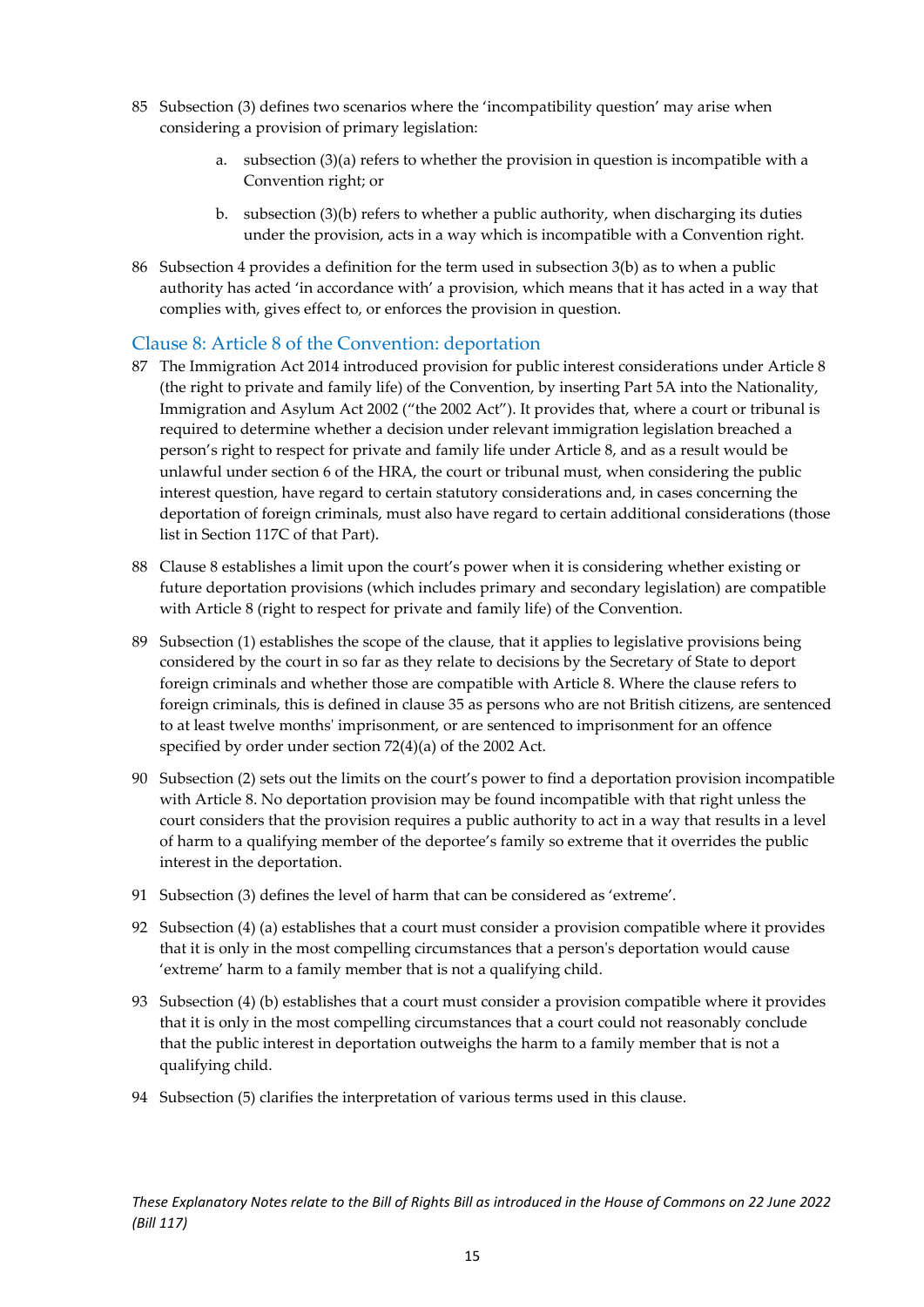85 Subsection (3) defines two scenarios where the 'incompatibility question' may arise when considering a provision of primary legislation:

   a. subsection (3)(a) refers to whether the provision in question is incompatible with a Convention right; or

   b. subsection (3)(b) refers to whether a public authority, when discharging its duties under the provision, acts in a way which is incompatible with a Convention right.

86 Subsection 4 provides a definition for the term used in subsection 3(b) as to when a public authority has acted 'in accordance with' a provision, which means that it has acted in a way that complies with, gives effect to, or enforces the provision in question.

## Clause 8: Article 8 of the Convention: deportation

87 The Immigration Act 2014 introduced provision for public interest considerations under Article 8 (the right to private and family life) of the Convention, by inserting Part 5A into the Nationality, Immigration and Asylum Act 2002 ("the 2002 Act"). It provides that, where a court or tribunal is required to determine whether a decision under relevant immigration legislation breached a person's right to respect for private and family life under Article 8, and as a result would be unlawful under section 6 of the HRA, the court or tribunal must, when considering the public interest question, have regard to certain statutory considerations and, in cases concerning the deportation of foreign criminals, must also have regard to certain additional considerations (those list in Section 117C of that Part).

88 Clause 8 establishes a limit upon the court's power when it is considering whether existing or future deportation provisions (which includes primary and secondary legislation) are compatible with Article 8 (right to respect for private and family life) of the Convention.

89 Subsection (1) establishes the scope of the clause, that it applies to legislative provisions being considered by the court in so far as they relate to decisions by the Secretary of State to deport foreign criminals and whether those are compatible with Article 8. Where the clause refers to foreign criminals, this is defined in clause 35 as persons who are not British citizens, are sentenced to at least twelve months' imprisonment, or are sentenced to imprisonment for an offence specified by order under section 72(4)(a) of the 2002 Act.

90 Subsection (2) sets out the limits on the court's power to find a deportation provision incompatible with Article 8. No deportation provision may be found incompatible with that right unless the court considers that the provision requires a public authority to act in a way that results in a level of harm to a qualifying member of the deportee's family so extreme that it overrides the public interest in the deportation.

91 Subsection (3) defines the level of harm that can be considered as 'extreme'.

92 Subsection (4) (a) establishes that a court must consider a provision compatible where it provides that it is only in the most compelling circumstances that a person's deportation would cause 'extreme' harm to a family member that is not a qualifying child.

93 Subsection (4) (b) establishes that a court must consider a provision compatible where it provides that it is only in the most compelling circumstances that a court could not reasonably conclude that the public interest in deportation outweighs the harm to a family member that is not a qualifying child.

94 Subsection (5) clarifies the interpretation of various terms used in this clause.

*These Explanatory Notes relate to the Bill of Rights Bill as introduced in the House of Commons on 22 June 2022 (Bill 117)*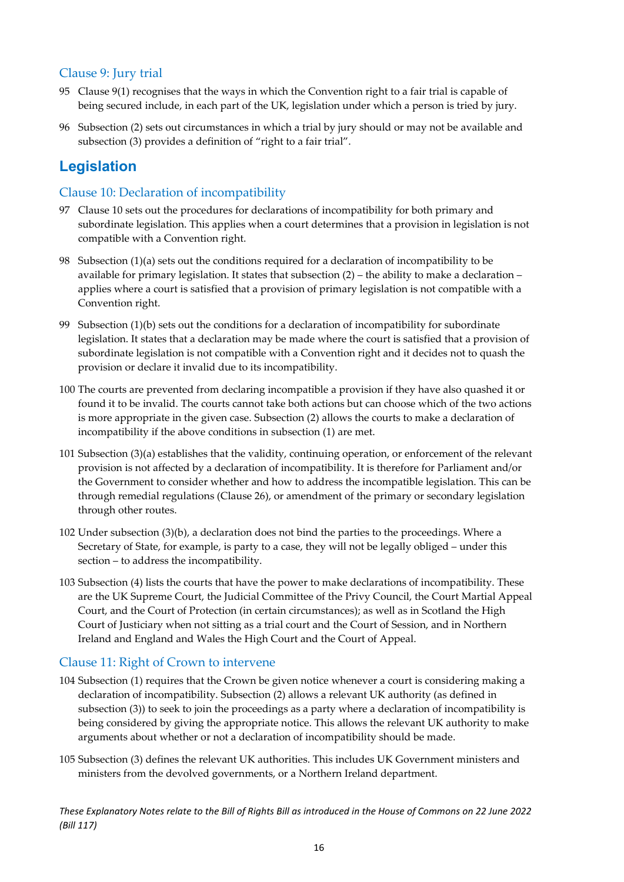### Clause 9: Jury trial

95 Clause 9(1) recognises that the ways in which the Convention right to a fair trial is capable of being secured include, in each part of the UK, legislation under which a person is tried by jury.

96 Subsection (2) sets out circumstances in which a trial by jury should or may not be available and subsection (3) provides a definition of "right to a fair trial".

## Legislation

### Clause 10: Declaration of incompatibility

97 Clause 10 sets out the procedures for declarations of incompatibility for both primary and subordinate legislation. This applies when a court determines that a provision in legislation is not compatible with a Convention right.

98 Subsection (1)(a) sets out the conditions required for a declaration of incompatibility to be available for primary legislation. It states that subsection (2) – the ability to make a declaration – applies where a court is satisfied that a provision of primary legislation is not compatible with a Convention right.

99 Subsection (1)(b) sets out the conditions for a declaration of incompatibility for subordinate legislation. It states that a declaration may be made where the court is satisfied that a provision of subordinate legislation is not compatible with a Convention right and it decides not to quash the provision or declare it invalid due to its incompatibility.

100 The courts are prevented from declaring incompatible a provision if they have also quashed it or found it to be invalid. The courts cannot take both actions but can choose which of the two actions is more appropriate in the given case. Subsection (2) allows the courts to make a declaration of incompatibility if the above conditions in subsection (1) are met.

101 Subsection (3)(a) establishes that the validity, continuing operation, or enforcement of the relevant provision is not affected by a declaration of incompatibility. It is therefore for Parliament and/or the Government to consider whether and how to address the incompatible legislation. This can be through remedial regulations (Clause 26), or amendment of the primary or secondary legislation through other routes.

102 Under subsection (3)(b), a declaration does not bind the parties to the proceedings. Where a Secretary of State, for example, is party to a case, they will not be legally obliged – under this section – to address the incompatibility.

103 Subsection (4) lists the courts that have the power to make declarations of incompatibility. These are the UK Supreme Court, the Judicial Committee of the Privy Council, the Court Martial Appeal Court, and the Court of Protection (in certain circumstances); as well as in Scotland the High Court of Justiciary when not sitting as a trial court and the Court of Session, and in Northern Ireland and England and Wales the High Court and the Court of Appeal.

### Clause 11: Right of Crown to intervene

104 Subsection (1) requires that the Crown be given notice whenever a court is considering making a declaration of incompatibility. Subsection (2) allows a relevant UK authority (as defined in subsection (3)) to seek to join the proceedings as a party where a declaration of incompatibility is being considered by giving the appropriate notice. This allows the relevant UK authority to make arguments about whether or not a declaration of incompatibility should be made.

105 Subsection (3) defines the relevant UK authorities. This includes UK Government ministers and ministers from the devolved governments, or a Northern Ireland department.

*These Explanatory Notes relate to the Bill of Rights Bill as introduced in the House of Commons on 22 June 2022 (Bill 117)*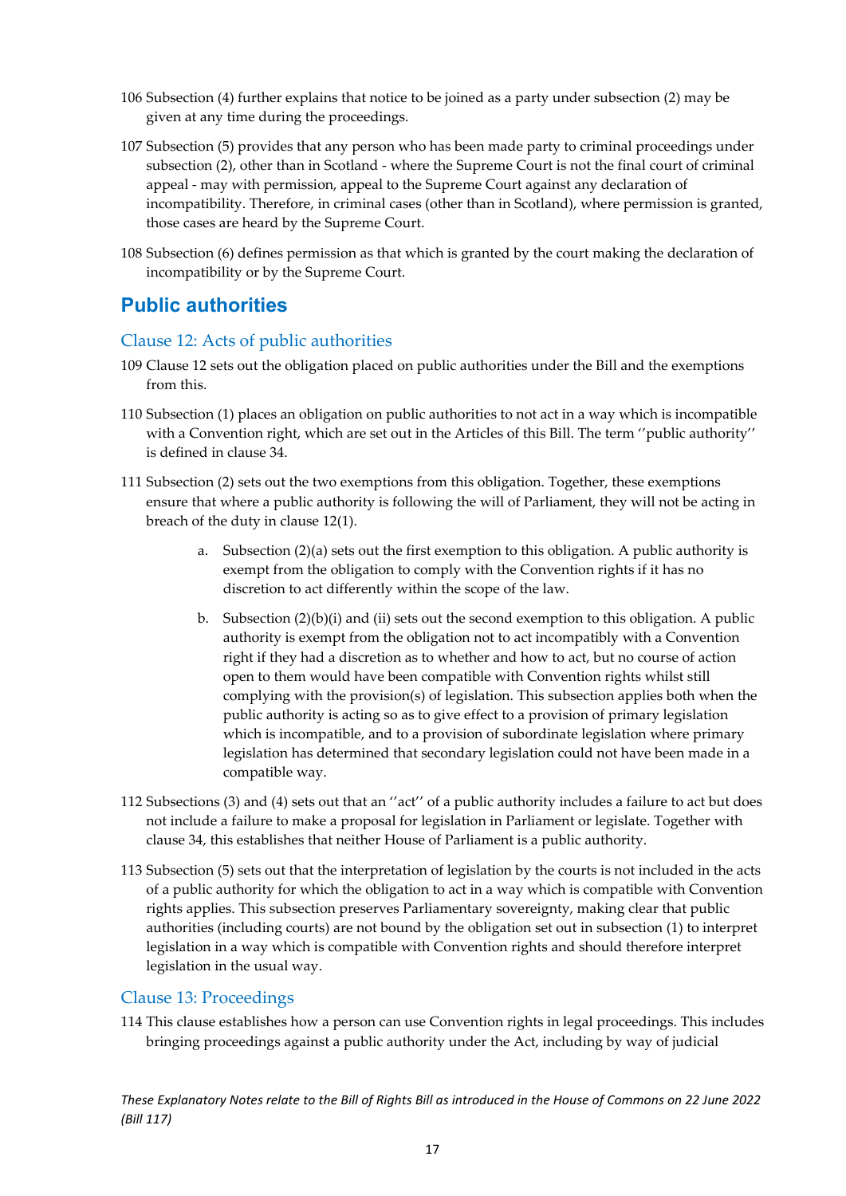106 Subsection (4) further explains that notice to be joined as a party under subsection (2) may be given at any time during the proceedings.

107 Subsection (5) provides that any person who has been made party to criminal proceedings under subsection (2), other than in Scotland - where the Supreme Court is not the final court of criminal appeal - may with permission, appeal to the Supreme Court against any declaration of incompatibility. Therefore, in criminal cases (other than in Scotland), where permission is granted, those cases are heard by the Supreme Court.

108 Subsection (6) defines permission as that which is granted by the court making the declaration of incompatibility or by the Supreme Court.

## Public authorities

### Clause 12: Acts of public authorities

109 Clause 12 sets out the obligation placed on public authorities under the Bill and the exemptions from this.

110 Subsection (1) places an obligation on public authorities to not act in a way which is incompatible with a Convention right, which are set out in the Articles of this Bill. The term ''public authority'' is defined in clause 34.

111 Subsection (2) sets out the two exemptions from this obligation. Together, these exemptions ensure that where a public authority is following the will of Parliament, they will not be acting in breach of the duty in clause 12(1).

a. Subsection (2)(a) sets out the first exemption to this obligation. A public authority is exempt from the obligation to comply with the Convention rights if it has no discretion to act differently within the scope of the law.

b. Subsection (2)(b)(i) and (ii) sets out the second exemption to this obligation. A public authority is exempt from the obligation not to act incompatibly with a Convention right if they had a discretion as to whether and how to act, but no course of action open to them would have been compatible with Convention rights whilst still complying with the provision(s) of legislation. This subsection applies both when the public authority is acting so as to give effect to a provision of primary legislation which is incompatible, and to a provision of subordinate legislation where primary legislation has determined that secondary legislation could not have been made in a compatible way.

112 Subsections (3) and (4) sets out that an ''act'' of a public authority includes a failure to act but does not include a failure to make a proposal for legislation in Parliament or legislate. Together with clause 34, this establishes that neither House of Parliament is a public authority.

113 Subsection (5) sets out that the interpretation of legislation by the courts is not included in the acts of a public authority for which the obligation to act in a way which is compatible with Convention rights applies. This subsection preserves Parliamentary sovereignty, making clear that public authorities (including courts) are not bound by the obligation set out in subsection (1) to interpret legislation in a way which is compatible with Convention rights and should therefore interpret legislation in the usual way.

### Clause 13: Proceedings

114 This clause establishes how a person can use Convention rights in legal proceedings. This includes bringing proceedings against a public authority under the Act, including by way of judicial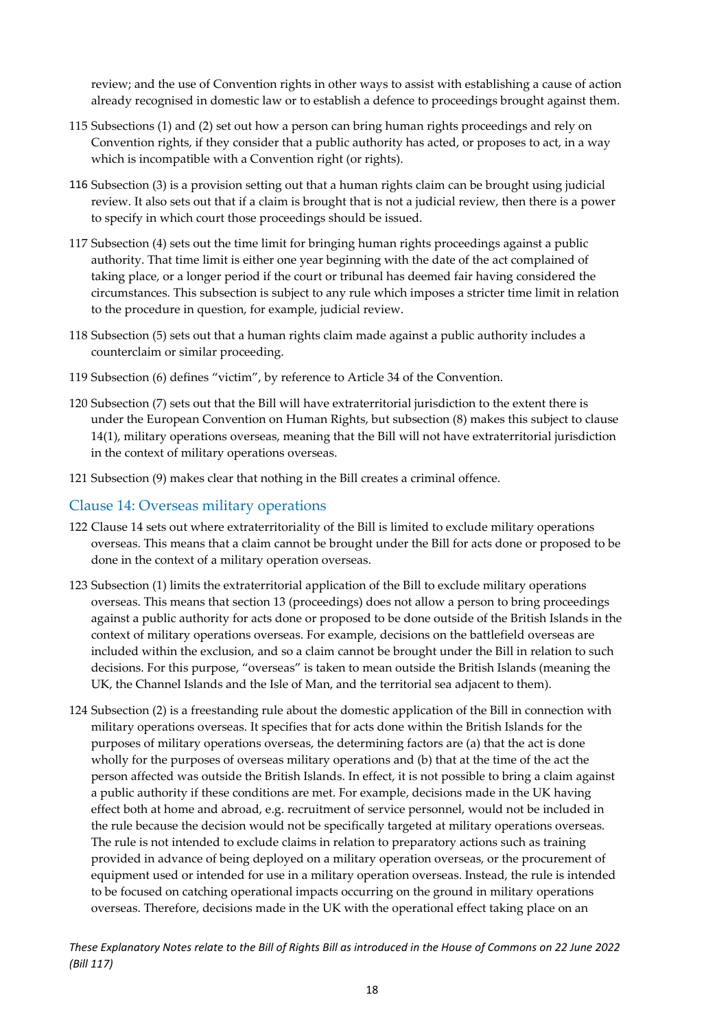review; and the use of Convention rights in other ways to assist with establishing a cause of action already recognised in domestic law or to establish a defence to proceedings brought against them.

115 Subsections (1) and (2) set out how a person can bring human rights proceedings and rely on Convention rights, if they consider that a public authority has acted, or proposes to act, in a way which is incompatible with a Convention right (or rights).

116 Subsection (3) is a provision setting out that a human rights claim can be brought using judicial review. It also sets out that if a claim is brought that is not a judicial review, then there is a power to specify in which court those proceedings should be issued.

117 Subsection (4) sets out the time limit for bringing human rights proceedings against a public authority. That time limit is either one year beginning with the date of the act complained of taking place, or a longer period if the court or tribunal has deemed fair having considered the circumstances. This subsection is subject to any rule which imposes a stricter time limit in relation to the procedure in question, for example, judicial review.

118 Subsection (5) sets out that a human rights claim made against a public authority includes a counterclaim or similar proceeding.

119 Subsection (6) defines "victim", by reference to Article 34 of the Convention.

120 Subsection (7) sets out that the Bill will have extraterritorial jurisdiction to the extent there is under the European Convention on Human Rights, but subsection (8) makes this subject to clause 14(1), military operations overseas, meaning that the Bill will not have extraterritorial jurisdiction in the context of military operations overseas.

121 Subsection (9) makes clear that nothing in the Bill creates a criminal offence.

## Clause 14: Overseas military operations

122 Clause 14 sets out where extraterritoriality of the Bill is limited to exclude military operations overseas. This means that a claim cannot be brought under the Bill for acts done or proposed to be done in the context of a military operation overseas.

123 Subsection (1) limits the extraterritorial application of the Bill to exclude military operations overseas. This means that section 13 (proceedings) does not allow a person to bring proceedings against a public authority for acts done or proposed to be done outside of the British Islands in the context of military operations overseas. For example, decisions on the battlefield overseas are included within the exclusion, and so a claim cannot be brought under the Bill in relation to such decisions. For this purpose, "overseas" is taken to mean outside the British Islands (meaning the UK, the Channel Islands and the Isle of Man, and the territorial sea adjacent to them).

124 Subsection (2) is a freestanding rule about the domestic application of the Bill in connection with military operations overseas. It specifies that for acts done within the British Islands for the purposes of military operations overseas, the determining factors are (a) that the act is done wholly for the purposes of overseas military operations and (b) that at the time of the act the person affected was outside the British Islands. In effect, it is not possible to bring a claim against a public authority if these conditions are met. For example, decisions made in the UK having effect both at home and abroad, e.g. recruitment of service personnel, would not be included in the rule because the decision would not be specifically targeted at military operations overseas. The rule is not intended to exclude claims in relation to preparatory actions such as training provided in advance of being deployed on a military operation overseas, or the procurement of equipment used or intended for use in a military operation overseas. Instead, the rule is intended to be focused on catching operational impacts occurring on the ground in military operations overseas. Therefore, decisions made in the UK with the operational effect taking place on an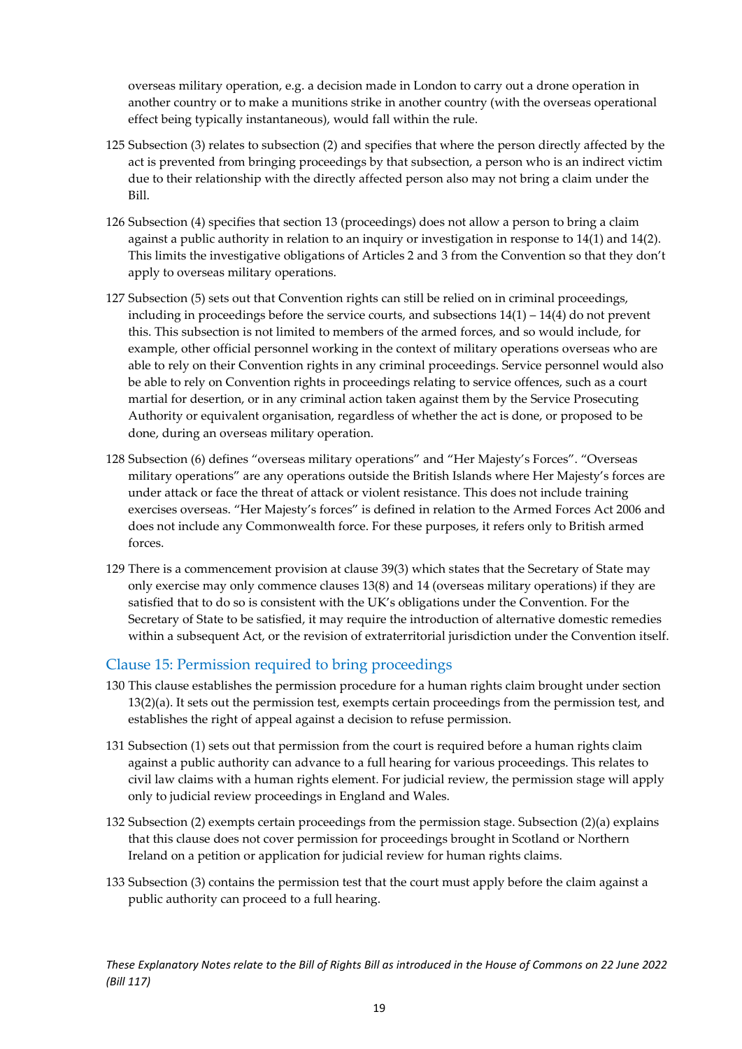overseas military operation, e.g. a decision made in London to carry out a drone operation in another country or to make a munitions strike in another country (with the overseas operational effect being typically instantaneous), would fall within the rule.

125 Subsection (3) relates to subsection (2) and specifies that where the person directly affected by the act is prevented from bringing proceedings by that subsection, a person who is an indirect victim due to their relationship with the directly affected person also may not bring a claim under the Bill.

126 Subsection (4) specifies that section 13 (proceedings) does not allow a person to bring a claim against a public authority in relation to an inquiry or investigation in response to 14(1) and 14(2). This limits the investigative obligations of Articles 2 and 3 from the Convention so that they don't apply to overseas military operations.

127 Subsection (5) sets out that Convention rights can still be relied on in criminal proceedings, including in proceedings before the service courts, and subsections 14(1) – 14(4) do not prevent this. This subsection is not limited to members of the armed forces, and so would include, for example, other official personnel working in the context of military operations overseas who are able to rely on their Convention rights in any criminal proceedings. Service personnel would also be able to rely on Convention rights in proceedings relating to service offences, such as a court martial for desertion, or in any criminal action taken against them by the Service Prosecuting Authority or equivalent organisation, regardless of whether the act is done, or proposed to be done, during an overseas military operation.

128 Subsection (6) defines "overseas military operations" and "Her Majesty's Forces". "Overseas military operations" are any operations outside the British Islands where Her Majesty's forces are under attack or face the threat of attack or violent resistance. This does not include training exercises overseas. "Her Majesty's forces" is defined in relation to the Armed Forces Act 2006 and does not include any Commonwealth force. For these purposes, it refers only to British armed forces.

129 There is a commencement provision at clause 39(3) which states that the Secretary of State may only exercise may only commence clauses 13(8) and 14 (overseas military operations) if they are satisfied that to do so is consistent with the UK's obligations under the Convention. For the Secretary of State to be satisfied, it may require the introduction of alternative domestic remedies within a subsequent Act, or the revision of extraterritorial jurisdiction under the Convention itself.

## Clause 15: Permission required to bring proceedings

130 This clause establishes the permission procedure for a human rights claim brought under section 13(2)(a). It sets out the permission test, exempts certain proceedings from the permission test, and establishes the right of appeal against a decision to refuse permission.

131 Subsection (1) sets out that permission from the court is required before a human rights claim against a public authority can advance to a full hearing for various proceedings. This relates to civil law claims with a human rights element. For judicial review, the permission stage will apply only to judicial review proceedings in England and Wales.

132 Subsection (2) exempts certain proceedings from the permission stage. Subsection (2)(a) explains that this clause does not cover permission for proceedings brought in Scotland or Northern Ireland on a petition or application for judicial review for human rights claims.

133 Subsection (3) contains the permission test that the court must apply before the claim against a public authority can proceed to a full hearing.

*These Explanatory Notes relate to the Bill of Rights Bill as introduced in the House of Commons on 22 June 2022 (Bill 117)*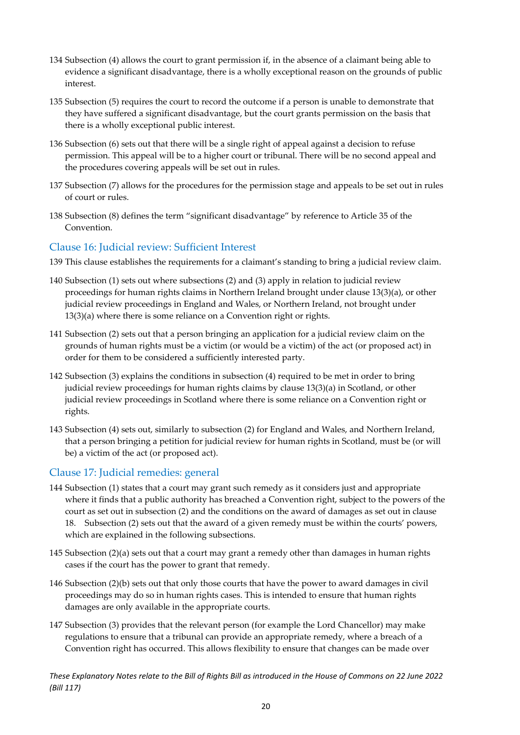134 Subsection (4) allows the court to grant permission if, in the absence of a claimant being able to evidence a significant disadvantage, there is a wholly exceptional reason on the grounds of public interest.

135 Subsection (5) requires the court to record the outcome if a person is unable to demonstrate that they have suffered a significant disadvantage, but the court grants permission on the basis that there is a wholly exceptional public interest.

136 Subsection (6) sets out that there will be a single right of appeal against a decision to refuse permission. This appeal will be to a higher court or tribunal. There will be no second appeal and the procedures covering appeals will be set out in rules.

137 Subsection (7) allows for the procedures for the permission stage and appeals to be set out in rules of court or rules.

138 Subsection (8) defines the term "significant disadvantage" by reference to Article 35 of the Convention.

## Clause 16: Judicial review: Sufficient Interest

139 This clause establishes the requirements for a claimant's standing to bring a judicial review claim.

140 Subsection (1) sets out where subsections (2) and (3) apply in relation to judicial review proceedings for human rights claims in Northern Ireland brought under clause 13(3)(a), or other judicial review proceedings in England and Wales, or Northern Ireland, not brought under 13(3)(a) where there is some reliance on a Convention right or rights.

141 Subsection (2) sets out that a person bringing an application for a judicial review claim on the grounds of human rights must be a victim (or would be a victim) of the act (or proposed act) in order for them to be considered a sufficiently interested party.

142 Subsection (3) explains the conditions in subsection (4) required to be met in order to bring judicial review proceedings for human rights claims by clause 13(3)(a) in Scotland, or other judicial review proceedings in Scotland where there is some reliance on a Convention right or rights.

143 Subsection (4) sets out, similarly to subsection (2) for England and Wales, and Northern Ireland, that a person bringing a petition for judicial review for human rights in Scotland, must be (or will be) a victim of the act (or proposed act).

## Clause 17: Judicial remedies: general

144 Subsection (1) states that a court may grant such remedy as it considers just and appropriate where it finds that a public authority has breached a Convention right, subject to the powers of the court as set out in subsection (2) and the conditions on the award of damages as set out in clause 18. Subsection (2) sets out that the award of a given remedy must be within the courts' powers, which are explained in the following subsections.

145 Subsection (2)(a) sets out that a court may grant a remedy other than damages in human rights cases if the court has the power to grant that remedy.

146 Subsection (2)(b) sets out that only those courts that have the power to award damages in civil proceedings may do so in human rights cases. This is intended to ensure that human rights damages are only available in the appropriate courts.

147 Subsection (3) provides that the relevant person (for example the Lord Chancellor) may make regulations to ensure that a tribunal can provide an appropriate remedy, where a breach of a Convention right has occurred. This allows flexibility to ensure that changes can be made over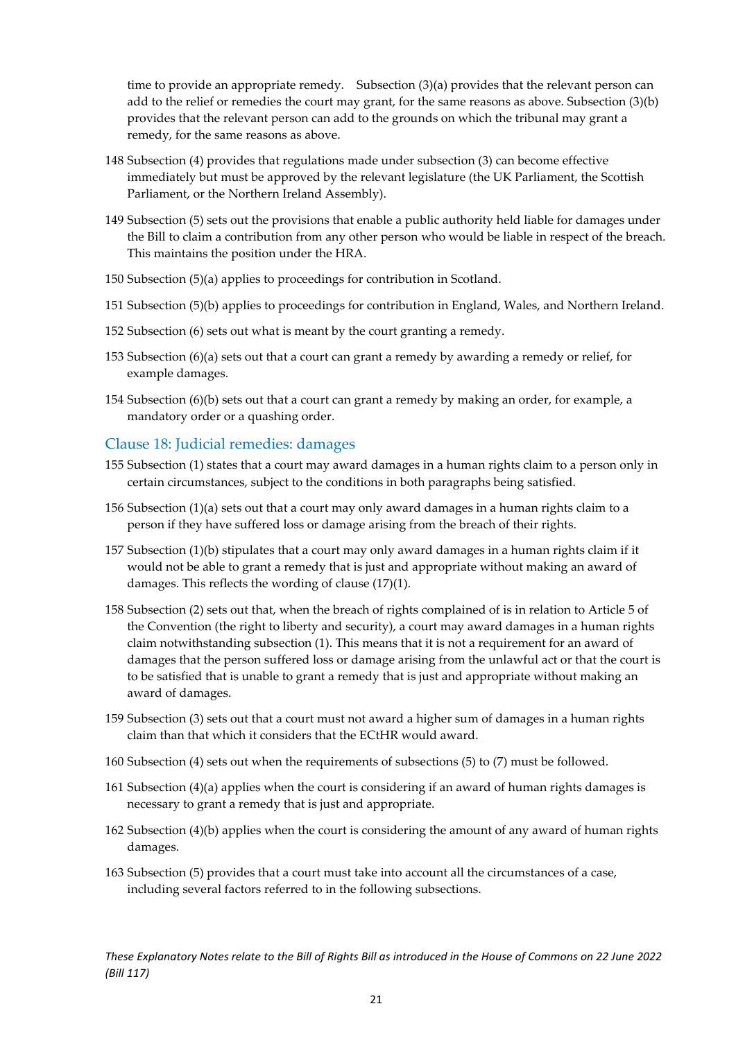time to provide an appropriate remedy. Subsection (3)(a) provides that the relevant person can add to the relief or remedies the court may grant, for the same reasons as above. Subsection (3)(b) provides that the relevant person can add to the grounds on which the tribunal may grant a remedy, for the same reasons as above.

148 Subsection (4) provides that regulations made under subsection (3) can become effective immediately but must be approved by the relevant legislature (the UK Parliament, the Scottish Parliament, or the Northern Ireland Assembly).

149 Subsection (5) sets out the provisions that enable a public authority held liable for damages under the Bill to claim a contribution from any other person who would be liable in respect of the breach. This maintains the position under the HRA.

150 Subsection (5)(a) applies to proceedings for contribution in Scotland.

151 Subsection (5)(b) applies to proceedings for contribution in England, Wales, and Northern Ireland.

152 Subsection (6) sets out what is meant by the court granting a remedy.

153 Subsection (6)(a) sets out that a court can grant a remedy by awarding a remedy or relief, for example damages.

154 Subsection (6)(b) sets out that a court can grant a remedy by making an order, for example, a mandatory order or a quashing order.

## Clause 18: Judicial remedies: damages

155 Subsection (1) states that a court may award damages in a human rights claim to a person only in certain circumstances, subject to the conditions in both paragraphs being satisfied.

156 Subsection (1)(a) sets out that a court may only award damages in a human rights claim to a person if they have suffered loss or damage arising from the breach of their rights.

157 Subsection (1)(b) stipulates that a court may only award damages in a human rights claim if it would not be able to grant a remedy that is just and appropriate without making an award of damages. This reflects the wording of clause (17)(1).

158 Subsection (2) sets out that, when the breach of rights complained of is in relation to Article 5 of the Convention (the right to liberty and security), a court may award damages in a human rights claim notwithstanding subsection (1). This means that it is not a requirement for an award of damages that the person suffered loss or damage arising from the unlawful act or that the court is to be satisfied that is unable to grant a remedy that is just and appropriate without making an award of damages.

159 Subsection (3) sets out that a court must not award a higher sum of damages in a human rights claim than that which it considers that the ECtHR would award.

160 Subsection (4) sets out when the requirements of subsections (5) to (7) must be followed.

161 Subsection (4)(a) applies when the court is considering if an award of human rights damages is necessary to grant a remedy that is just and appropriate.

162 Subsection (4)(b) applies when the court is considering the amount of any award of human rights damages.

163 Subsection (5) provides that a court must take into account all the circumstances of a case, including several factors referred to in the following subsections.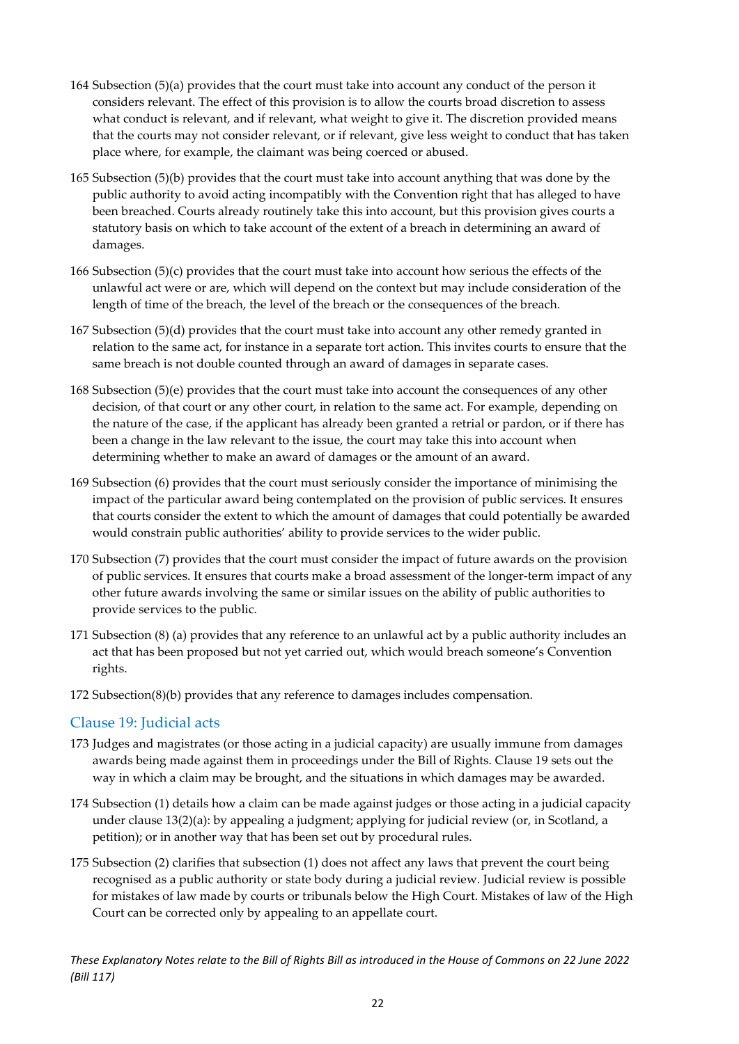164 Subsection (5)(a) provides that the court must take into account any conduct of the person it considers relevant. The effect of this provision is to allow the courts broad discretion to assess what conduct is relevant, and if relevant, what weight to give it. The discretion provided means that the courts may not consider relevant, or if relevant, give less weight to conduct that has taken place where, for example, the claimant was being coerced or abused.

165 Subsection (5)(b) provides that the court must take into account anything that was done by the public authority to avoid acting incompatibly with the Convention right that has alleged to have been breached. Courts already routinely take this into account, but this provision gives courts a statutory basis on which to take account of the extent of a breach in determining an award of damages.

166 Subsection (5)(c) provides that the court must take into account how serious the effects of the unlawful act were or are, which will depend on the context but may include consideration of the length of time of the breach, the level of the breach or the consequences of the breach.

167 Subsection (5)(d) provides that the court must take into account any other remedy granted in relation to the same act, for instance in a separate tort action. This invites courts to ensure that the same breach is not double counted through an award of damages in separate cases.

168 Subsection (5)(e) provides that the court must take into account the consequences of any other decision, of that court or any other court, in relation to the same act. For example, depending on the nature of the case, if the applicant has already been granted a retrial or pardon, or if there has been a change in the law relevant to the issue, the court may take this into account when determining whether to make an award of damages or the amount of an award.

169 Subsection (6) provides that the court must seriously consider the importance of minimising the impact of the particular award being contemplated on the provision of public services. It ensures that courts consider the extent to which the amount of damages that could potentially be awarded would constrain public authorities' ability to provide services to the wider public.

170 Subsection (7) provides that the court must consider the impact of future awards on the provision of public services. It ensures that courts make a broad assessment of the longer-term impact of any other future awards involving the same or similar issues on the ability of public authorities to provide services to the public.

171 Subsection (8) (a) provides that any reference to an unlawful act by a public authority includes an act that has been proposed but not yet carried out, which would breach someone's Convention rights.

172 Subsection(8)(b) provides that any reference to damages includes compensation.

## Clause 19: Judicial acts

173 Judges and magistrates (or those acting in a judicial capacity) are usually immune from damages awards being made against them in proceedings under the Bill of Rights. Clause 19 sets out the way in which a claim may be brought, and the situations in which damages may be awarded.

174 Subsection (1) details how a claim can be made against judges or those acting in a judicial capacity under clause 13(2)(a): by appealing a judgment; applying for judicial review (or, in Scotland, a petition); or in another way that has been set out by procedural rules.

175 Subsection (2) clarifies that subsection (1) does not affect any laws that prevent the court being recognised as a public authority or state body during a judicial review. Judicial review is possible for mistakes of law made by courts or tribunals below the High Court. Mistakes of law of the High Court can be corrected only by appealing to an appellate court.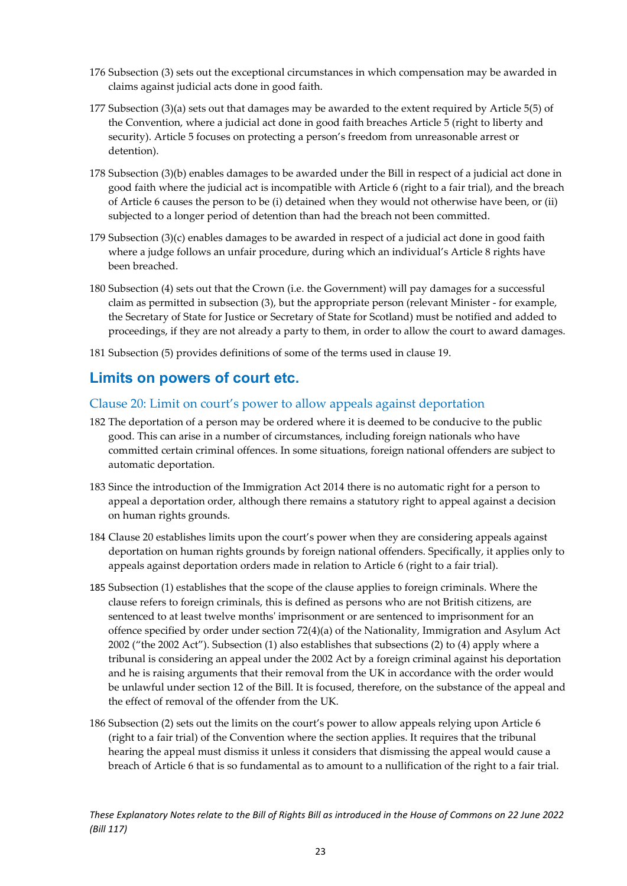176 Subsection (3) sets out the exceptional circumstances in which compensation may be awarded in claims against judicial acts done in good faith.

177 Subsection (3)(a) sets out that damages may be awarded to the extent required by Article 5(5) of the Convention, where a judicial act done in good faith breaches Article 5 (right to liberty and security). Article 5 focuses on protecting a person's freedom from unreasonable arrest or detention).

178 Subsection (3)(b) enables damages to be awarded under the Bill in respect of a judicial act done in good faith where the judicial act is incompatible with Article 6 (right to a fair trial), and the breach of Article 6 causes the person to be (i) detained when they would not otherwise have been, or (ii) subjected to a longer period of detention than had the breach not been committed.

179 Subsection (3)(c) enables damages to be awarded in respect of a judicial act done in good faith where a judge follows an unfair procedure, during which an individual's Article 8 rights have been breached.

180 Subsection (4) sets out that the Crown (i.e. the Government) will pay damages for a successful claim as permitted in subsection (3), but the appropriate person (relevant Minister - for example, the Secretary of State for Justice or Secretary of State for Scotland) must be notified and added to proceedings, if they are not already a party to them, in order to allow the court to award damages.

181 Subsection (5) provides definitions of some of the terms used in clause 19.

## Limits on powers of court etc.

### Clause 20: Limit on court's power to allow appeals against deportation

182 The deportation of a person may be ordered where it is deemed to be conducive to the public good. This can arise in a number of circumstances, including foreign nationals who have committed certain criminal offences. In some situations, foreign national offenders are subject to automatic deportation.

183 Since the introduction of the Immigration Act 2014 there is no automatic right for a person to appeal a deportation order, although there remains a statutory right to appeal against a decision on human rights grounds.

184 Clause 20 establishes limits upon the court's power when they are considering appeals against deportation on human rights grounds by foreign national offenders. Specifically, it applies only to appeals against deportation orders made in relation to Article 6 (right to a fair trial).

185 Subsection (1) establishes that the scope of the clause applies to foreign criminals. Where the clause refers to foreign criminals, this is defined as persons who are not British citizens, are sentenced to at least twelve months' imprisonment or are sentenced to imprisonment for an offence specified by order under section 72(4)(a) of the Nationality, Immigration and Asylum Act 2002 ("the 2002 Act"). Subsection (1) also establishes that subsections (2) to (4) apply where a tribunal is considering an appeal under the 2002 Act by a foreign criminal against his deportation and he is raising arguments that their removal from the UK in accordance with the order would be unlawful under section 12 of the Bill. It is focused, therefore, on the substance of the appeal and the effect of removal of the offender from the UK.

186 Subsection (2) sets out the limits on the court's power to allow appeals relying upon Article 6 (right to a fair trial) of the Convention where the section applies. It requires that the tribunal hearing the appeal must dismiss it unless it considers that dismissing the appeal would cause a breach of Article 6 that is so fundamental as to amount to a nullification of the right to a fair trial.

*These Explanatory Notes relate to the Bill of Rights Bill as introduced in the House of Commons on 22 June 2022 (Bill 117)*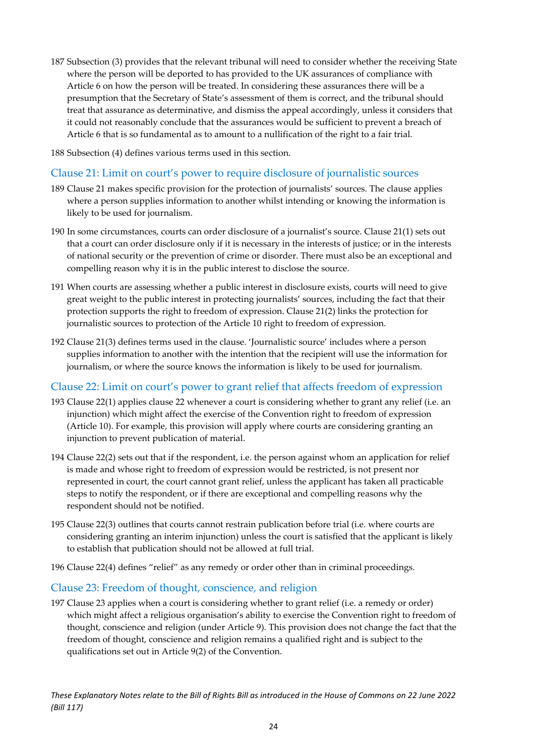187 Subsection (3) provides that the relevant tribunal will need to consider whether the receiving State where the person will be deported to has provided to the UK assurances of compliance with Article 6 on how the person will be treated. In considering these assurances there will be a presumption that the Secretary of State's assessment of them is correct, and the tribunal should treat that assurance as determinative, and dismiss the appeal accordingly, unless it considers that it could not reasonably conclude that the assurances would be sufficient to prevent a breach of Article 6 that is so fundamental as to amount to a nullification of the right to a fair trial.

188 Subsection (4) defines various terms used in this section.

## Clause 21: Limit on court's power to require disclosure of journalistic sources

189 Clause 21 makes specific provision for the protection of journalists' sources. The clause applies where a person supplies information to another whilst intending or knowing the information is likely to be used for journalism.

190 In some circumstances, courts can order disclosure of a journalist's source. Clause 21(1) sets out that a court can order disclosure only if it is necessary in the interests of justice; or in the interests of national security or the prevention of crime or disorder. There must also be an exceptional and compelling reason why it is in the public interest to disclose the source.

191 When courts are assessing whether a public interest in disclosure exists, courts will need to give great weight to the public interest in protecting journalists' sources, including the fact that their protection supports the right to freedom of expression. Clause 21(2) links the protection for journalistic sources to protection of the Article 10 right to freedom of expression.

192 Clause 21(3) defines terms used in the clause. 'Journalistic source' includes where a person supplies information to another with the intention that the recipient will use the information for journalism, or where the source knows the information is likely to be used for journalism.

## Clause 22: Limit on court's power to grant relief that affects freedom of expression

193 Clause 22(1) applies clause 22 whenever a court is considering whether to grant any relief (i.e. an injunction) which might affect the exercise of the Convention right to freedom of expression (Article 10). For example, this provision will apply where courts are considering granting an injunction to prevent publication of material.

194 Clause 22(2) sets out that if the respondent, i.e. the person against whom an application for relief is made and whose right to freedom of expression would be restricted, is not present nor represented in court, the court cannot grant relief, unless the applicant has taken all practicable steps to notify the respondent, or if there are exceptional and compelling reasons why the respondent should not be notified.

195 Clause 22(3) outlines that courts cannot restrain publication before trial (i.e. where courts are considering granting an interim injunction) unless the court is satisfied that the applicant is likely to establish that publication should not be allowed at full trial.

196 Clause 22(4) defines "relief" as any remedy or order other than in criminal proceedings.

## Clause 23: Freedom of thought, conscience, and religion

197 Clause 23 applies when a court is considering whether to grant relief (i.e. a remedy or order) which might affect a religious organisation's ability to exercise the Convention right to freedom of thought, conscience and religion (under Article 9). This provision does not change the fact that the freedom of thought, conscience and religion remains a qualified right and is subject to the qualifications set out in Article 9(2) of the Convention.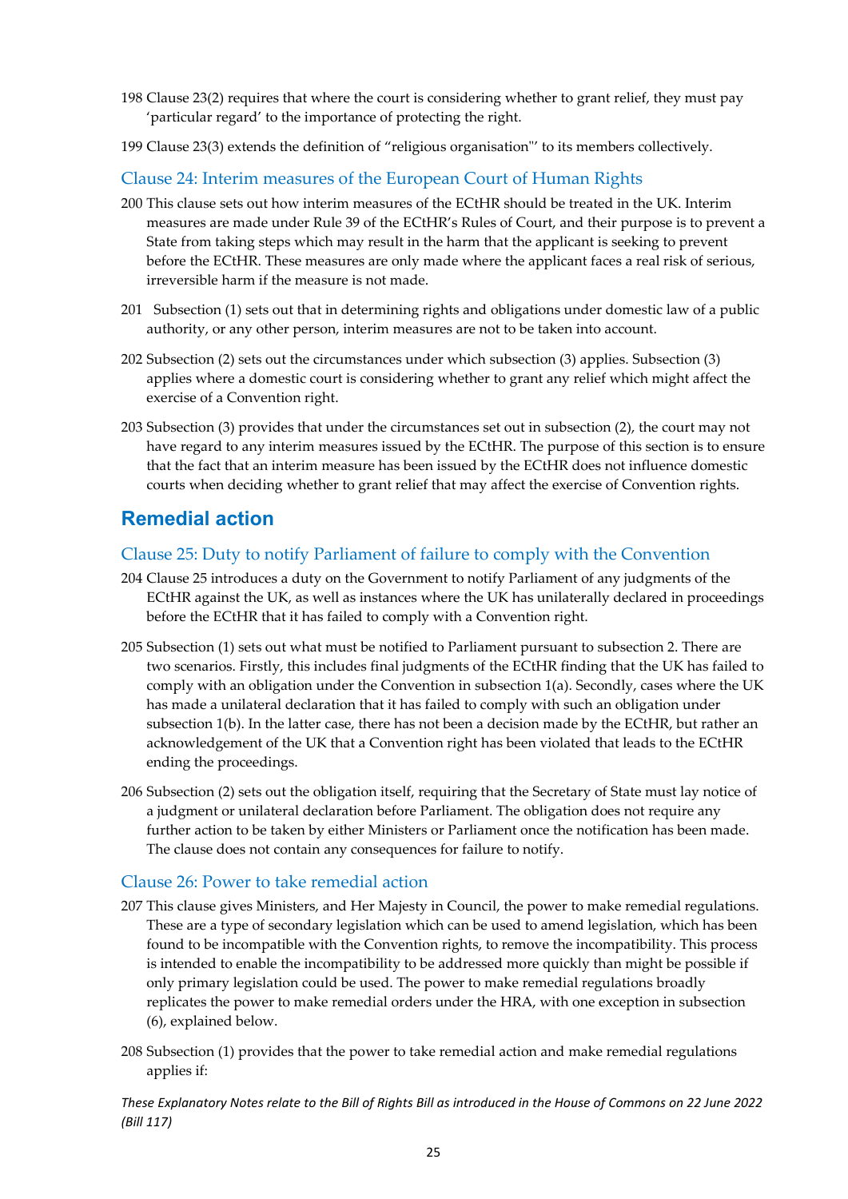198 Clause 23(2) requires that where the court is considering whether to grant relief, they must pay 'particular regard' to the importance of protecting the right.

199 Clause 23(3) extends the definition of "religious organisation"' to its members collectively.

### Clause 24: Interim measures of the European Court of Human Rights

200 This clause sets out how interim measures of the ECtHR should be treated in the UK. Interim measures are made under Rule 39 of the ECtHR's Rules of Court, and their purpose is to prevent a State from taking steps which may result in the harm that the applicant is seeking to prevent before the ECtHR. These measures are only made where the applicant faces a real risk of serious, irreversible harm if the measure is not made.

201 Subsection (1) sets out that in determining rights and obligations under domestic law of a public authority, or any other person, interim measures are not to be taken into account.

202 Subsection (2) sets out the circumstances under which subsection (3) applies. Subsection (3) applies where a domestic court is considering whether to grant any relief which might affect the exercise of a Convention right.

203 Subsection (3) provides that under the circumstances set out in subsection (2), the court may not have regard to any interim measures issued by the ECtHR. The purpose of this section is to ensure that the fact that an interim measure has been issued by the ECtHR does not influence domestic courts when deciding whether to grant relief that may affect the exercise of Convention rights.

## Remedial action

### Clause 25: Duty to notify Parliament of failure to comply with the Convention

204 Clause 25 introduces a duty on the Government to notify Parliament of any judgments of the ECtHR against the UK, as well as instances where the UK has unilaterally declared in proceedings before the ECtHR that it has failed to comply with a Convention right.

205 Subsection (1) sets out what must be notified to Parliament pursuant to subsection 2. There are two scenarios. Firstly, this includes final judgments of the ECtHR finding that the UK has failed to comply with an obligation under the Convention in subsection 1(a). Secondly, cases where the UK has made a unilateral declaration that it has failed to comply with such an obligation under subsection 1(b). In the latter case, there has not been a decision made by the ECtHR, but rather an acknowledgement of the UK that a Convention right has been violated that leads to the ECtHR ending the proceedings.

206 Subsection (2) sets out the obligation itself, requiring that the Secretary of State must lay notice of a judgment or unilateral declaration before Parliament. The obligation does not require any further action to be taken by either Ministers or Parliament once the notification has been made. The clause does not contain any consequences for failure to notify.

### Clause 26: Power to take remedial action

207 This clause gives Ministers, and Her Majesty in Council, the power to make remedial regulations. These are a type of secondary legislation which can be used to amend legislation, which has been found to be incompatible with the Convention rights, to remove the incompatibility. This process is intended to enable the incompatibility to be addressed more quickly than might be possible if only primary legislation could be used. The power to make remedial regulations broadly replicates the power to make remedial orders under the HRA, with one exception in subsection (6), explained below.

208 Subsection (1) provides that the power to take remedial action and make remedial regulations applies if: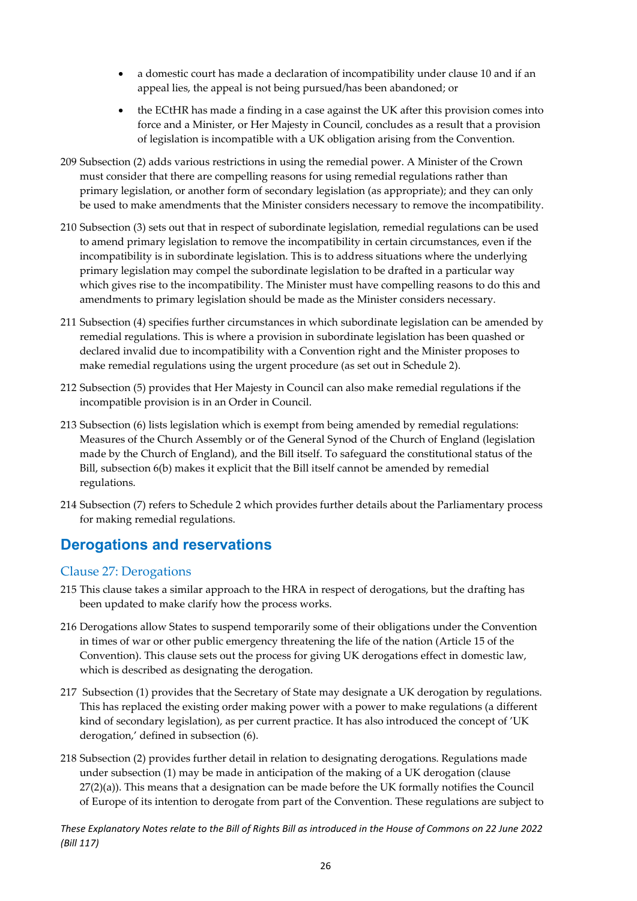- a domestic court has made a declaration of incompatibility under clause 10 and if an appeal lies, the appeal is not being pursued/has been abandoned; or
- the ECtHR has made a finding in a case against the UK after this provision comes into force and a Minister, or Her Majesty in Council, concludes as a result that a provision of legislation is incompatible with a UK obligation arising from the Convention.

209 Subsection (2) adds various restrictions in using the remedial power. A Minister of the Crown must consider that there are compelling reasons for using remedial regulations rather than primary legislation, or another form of secondary legislation (as appropriate); and they can only be used to make amendments that the Minister considers necessary to remove the incompatibility.

210 Subsection (3) sets out that in respect of subordinate legislation, remedial regulations can be used to amend primary legislation to remove the incompatibility in certain circumstances, even if the incompatibility is in subordinate legislation. This is to address situations where the underlying primary legislation may compel the subordinate legislation to be drafted in a particular way which gives rise to the incompatibility. The Minister must have compelling reasons to do this and amendments to primary legislation should be made as the Minister considers necessary.

211 Subsection (4) specifies further circumstances in which subordinate legislation can be amended by remedial regulations. This is where a provision in subordinate legislation has been quashed or declared invalid due to incompatibility with a Convention right and the Minister proposes to make remedial regulations using the urgent procedure (as set out in Schedule 2).

212 Subsection (5) provides that Her Majesty in Council can also make remedial regulations if the incompatible provision is in an Order in Council.

213 Subsection (6) lists legislation which is exempt from being amended by remedial regulations: Measures of the Church Assembly or of the General Synod of the Church of England (legislation made by the Church of England), and the Bill itself. To safeguard the constitutional status of the Bill, subsection 6(b) makes it explicit that the Bill itself cannot be amended by remedial regulations.

214 Subsection (7) refers to Schedule 2 which provides further details about the Parliamentary process for making remedial regulations.

## Derogations and reservations

### Clause 27: Derogations

215 This clause takes a similar approach to the HRA in respect of derogations, but the drafting has been updated to make clarify how the process works.

216 Derogations allow States to suspend temporarily some of their obligations under the Convention in times of war or other public emergency threatening the life of the nation (Article 15 of the Convention). This clause sets out the process for giving UK derogations effect in domestic law, which is described as designating the derogation.

217 Subsection (1) provides that the Secretary of State may designate a UK derogation by regulations. This has replaced the existing order making power with a power to make regulations (a different kind of secondary legislation), as per current practice. It has also introduced the concept of 'UK derogation,' defined in subsection (6).

218 Subsection (2) provides further detail in relation to designating derogations. Regulations made under subsection (1) may be made in anticipation of the making of a UK derogation (clause 27(2)(a)). This means that a designation can be made before the UK formally notifies the Council of Europe of its intention to derogate from part of the Convention. These regulations are subject to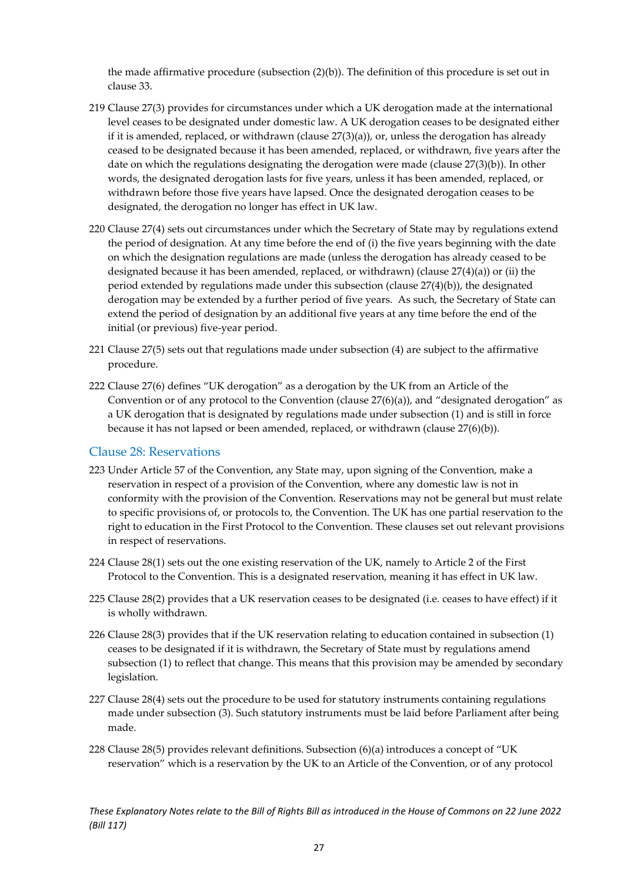the made affirmative procedure (subsection (2)(b)). The definition of this procedure is set out in clause 33.

219 Clause 27(3) provides for circumstances under which a UK derogation made at the international level ceases to be designated under domestic law. A UK derogation ceases to be designated either if it is amended, replaced, or withdrawn (clause 27(3)(a)), or, unless the derogation has already ceased to be designated because it has been amended, replaced, or withdrawn, five years after the date on which the regulations designating the derogation were made (clause 27(3)(b)). In other words, the designated derogation lasts for five years, unless it has been amended, replaced, or withdrawn before those five years have lapsed. Once the designated derogation ceases to be designated, the derogation no longer has effect in UK law.

220 Clause 27(4) sets out circumstances under which the Secretary of State may by regulations extend the period of designation. At any time before the end of (i) the five years beginning with the date on which the designation regulations are made (unless the derogation has already ceased to be designated because it has been amended, replaced, or withdrawn) (clause 27(4)(a)) or (ii) the period extended by regulations made under this subsection (clause 27(4)(b)), the designated derogation may be extended by a further period of five years. As such, the Secretary of State can extend the period of designation by an additional five years at any time before the end of the initial (or previous) five-year period.

221 Clause 27(5) sets out that regulations made under subsection (4) are subject to the affirmative procedure.

222 Clause 27(6) defines "UK derogation" as a derogation by the UK from an Article of the Convention or of any protocol to the Convention (clause 27(6)(a)), and "designated derogation" as a UK derogation that is designated by regulations made under subsection (1) and is still in force because it has not lapsed or been amended, replaced, or withdrawn (clause 27(6)(b)).

## Clause 28: Reservations

223 Under Article 57 of the Convention, any State may, upon signing of the Convention, make a reservation in respect of a provision of the Convention, where any domestic law is not in conformity with the provision of the Convention. Reservations may not be general but must relate to specific provisions of, or protocols to, the Convention. The UK has one partial reservation to the right to education in the First Protocol to the Convention. These clauses set out relevant provisions in respect of reservations.

224 Clause 28(1) sets out the one existing reservation of the UK, namely to Article 2 of the First Protocol to the Convention. This is a designated reservation, meaning it has effect in UK law.

225 Clause 28(2) provides that a UK reservation ceases to be designated (i.e. ceases to have effect) if it is wholly withdrawn.

226 Clause 28(3) provides that if the UK reservation relating to education contained in subsection (1) ceases to be designated if it is withdrawn, the Secretary of State must by regulations amend subsection (1) to reflect that change. This means that this provision may be amended by secondary legislation.

227 Clause 28(4) sets out the procedure to be used for statutory instruments containing regulations made under subsection (3). Such statutory instruments must be laid before Parliament after being made.

228 Clause 28(5) provides relevant definitions. Subsection (6)(a) introduces a concept of "UK reservation" which is a reservation by the UK to an Article of the Convention, or of any protocol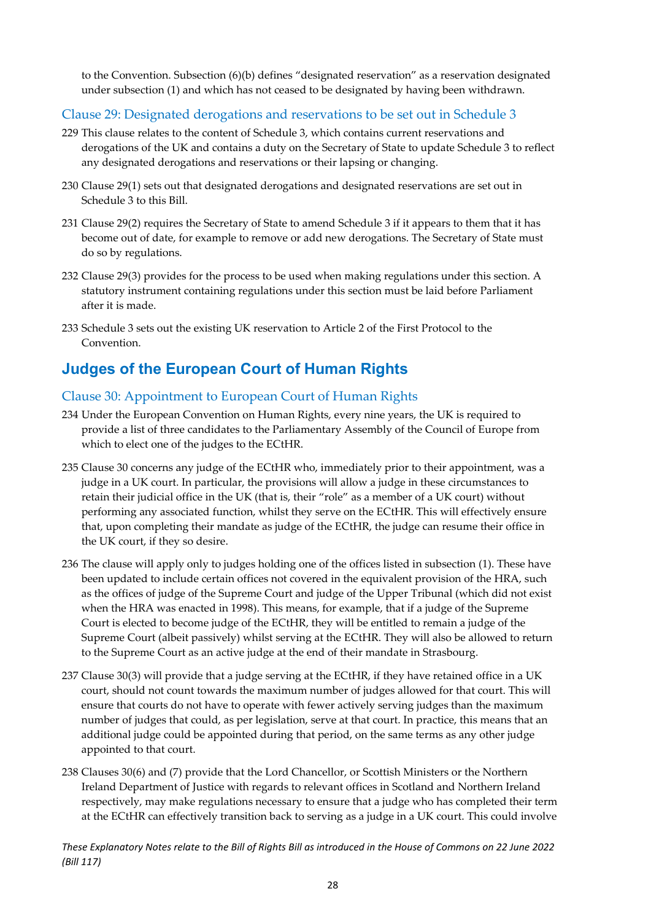to the Convention. Subsection (6)(b) defines "designated reservation" as a reservation designated under subsection (1) and which has not ceased to be designated by having been withdrawn.

### Clause 29: Designated derogations and reservations to be set out in Schedule 3

229 This clause relates to the content of Schedule 3, which contains current reservations and derogations of the UK and contains a duty on the Secretary of State to update Schedule 3 to reflect any designated derogations and reservations or their lapsing or changing.

230 Clause 29(1) sets out that designated derogations and designated reservations are set out in Schedule 3 to this Bill.

231 Clause 29(2) requires the Secretary of State to amend Schedule 3 if it appears to them that it has become out of date, for example to remove or add new derogations. The Secretary of State must do so by regulations.

232 Clause 29(3) provides for the process to be used when making regulations under this section. A statutory instrument containing regulations under this section must be laid before Parliament after it is made.

233 Schedule 3 sets out the existing UK reservation to Article 2 of the First Protocol to the Convention.

## Judges of the European Court of Human Rights

### Clause 30: Appointment to European Court of Human Rights

234 Under the European Convention on Human Rights, every nine years, the UK is required to provide a list of three candidates to the Parliamentary Assembly of the Council of Europe from which to elect one of the judges to the ECtHR.

235 Clause 30 concerns any judge of the ECtHR who, immediately prior to their appointment, was a judge in a UK court. In particular, the provisions will allow a judge in these circumstances to retain their judicial office in the UK (that is, their "role" as a member of a UK court) without performing any associated function, whilst they serve on the ECtHR. This will effectively ensure that, upon completing their mandate as judge of the ECtHR, the judge can resume their office in the UK court, if they so desire.

236 The clause will apply only to judges holding one of the offices listed in subsection (1). These have been updated to include certain offices not covered in the equivalent provision of the HRA, such as the offices of judge of the Supreme Court and judge of the Upper Tribunal (which did not exist when the HRA was enacted in 1998). This means, for example, that if a judge of the Supreme Court is elected to become judge of the ECtHR, they will be entitled to remain a judge of the Supreme Court (albeit passively) whilst serving at the ECtHR. They will also be allowed to return to the Supreme Court as an active judge at the end of their mandate in Strasbourg.

237 Clause 30(3) will provide that a judge serving at the ECtHR, if they have retained office in a UK court, should not count towards the maximum number of judges allowed for that court. This will ensure that courts do not have to operate with fewer actively serving judges than the maximum number of judges that could, as per legislation, serve at that court. In practice, this means that an additional judge could be appointed during that period, on the same terms as any other judge appointed to that court.

238 Clauses 30(6) and (7) provide that the Lord Chancellor, or Scottish Ministers or the Northern Ireland Department of Justice with regards to relevant offices in Scotland and Northern Ireland respectively, may make regulations necessary to ensure that a judge who has completed their term at the ECtHR can effectively transition back to serving as a judge in a UK court. This could involve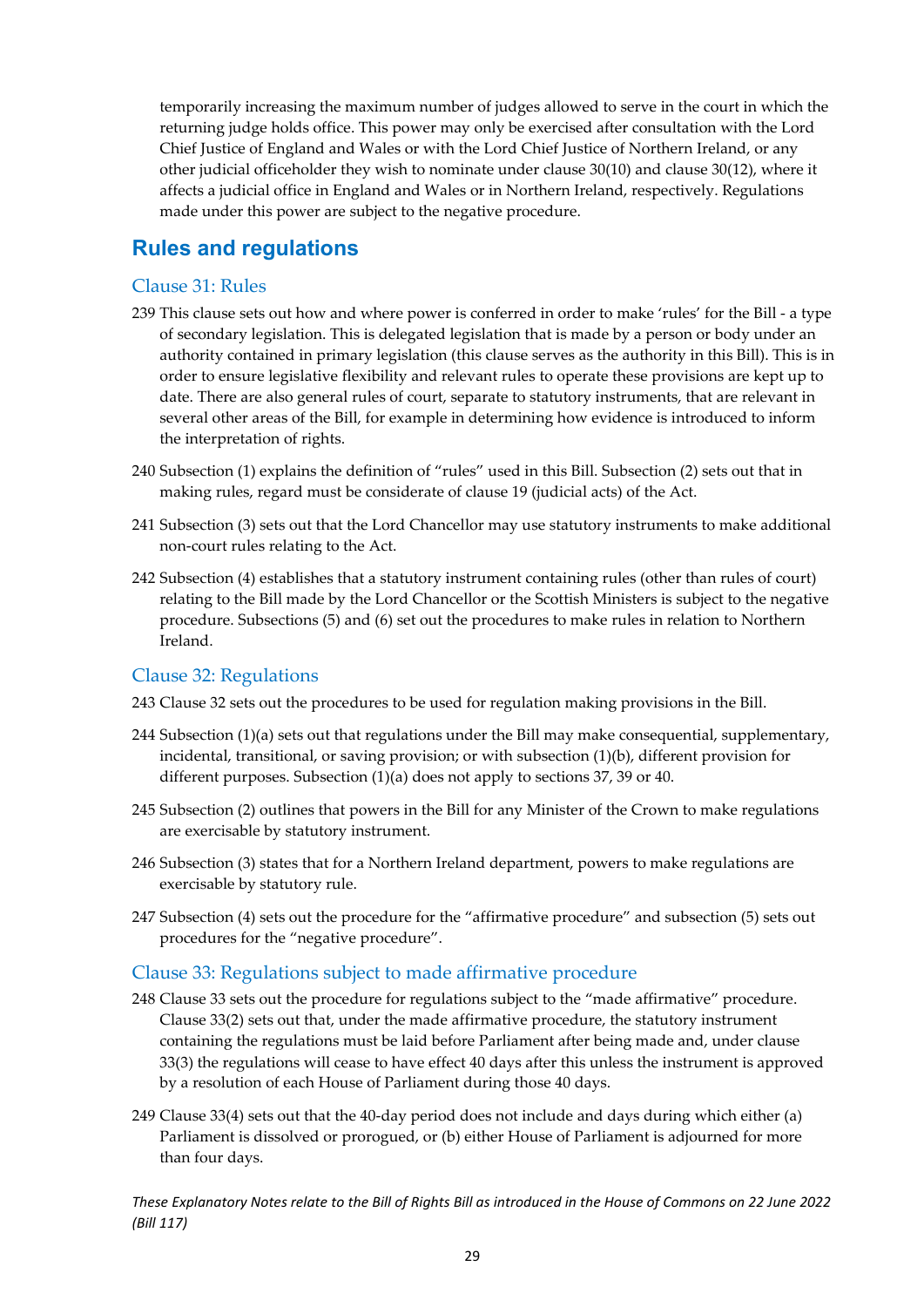temporarily increasing the maximum number of judges allowed to serve in the court in which the returning judge holds office. This power may only be exercised after consultation with the Lord Chief Justice of England and Wales or with the Lord Chief Justice of Northern Ireland, or any other judicial officeholder they wish to nominate under clause 30(10) and clause 30(12), where it affects a judicial office in England and Wales or in Northern Ireland, respectively. Regulations made under this power are subject to the negative procedure.

## Rules and regulations

### Clause 31: Rules

239 This clause sets out how and where power is conferred in order to make 'rules' for the Bill - a type of secondary legislation. This is delegated legislation that is made by a person or body under an authority contained in primary legislation (this clause serves as the authority in this Bill). This is in order to ensure legislative flexibility and relevant rules to operate these provisions are kept up to date. There are also general rules of court, separate to statutory instruments, that are relevant in several other areas of the Bill, for example in determining how evidence is introduced to inform the interpretation of rights.

240 Subsection (1) explains the definition of "rules" used in this Bill. Subsection (2) sets out that in making rules, regard must be considerate of clause 19 (judicial acts) of the Act.

241 Subsection (3) sets out that the Lord Chancellor may use statutory instruments to make additional non-court rules relating to the Act.

242 Subsection (4) establishes that a statutory instrument containing rules (other than rules of court) relating to the Bill made by the Lord Chancellor or the Scottish Ministers is subject to the negative procedure. Subsections (5) and (6) set out the procedures to make rules in relation to Northern Ireland.

### Clause 32: Regulations

243 Clause 32 sets out the procedures to be used for regulation making provisions in the Bill.

244 Subsection (1)(a) sets out that regulations under the Bill may make consequential, supplementary, incidental, transitional, or saving provision; or with subsection (1)(b), different provision for different purposes. Subsection (1)(a) does not apply to sections 37, 39 or 40.

245 Subsection (2) outlines that powers in the Bill for any Minister of the Crown to make regulations are exercisable by statutory instrument.

246 Subsection (3) states that for a Northern Ireland department, powers to make regulations are exercisable by statutory rule.

247 Subsection (4) sets out the procedure for the "affirmative procedure" and subsection (5) sets out procedures for the "negative procedure".

### Clause 33: Regulations subject to made affirmative procedure

248 Clause 33 sets out the procedure for regulations subject to the "made affirmative" procedure. Clause 33(2) sets out that, under the made affirmative procedure, the statutory instrument containing the regulations must be laid before Parliament after being made and, under clause 33(3) the regulations will cease to have effect 40 days after this unless the instrument is approved by a resolution of each House of Parliament during those 40 days.

249 Clause 33(4) sets out that the 40-day period does not include and days during which either (a) Parliament is dissolved or prorogued, or (b) either House of Parliament is adjourned for more than four days.

*These Explanatory Notes relate to the Bill of Rights Bill as introduced in the House of Commons on 22 June 2022 (Bill 117)*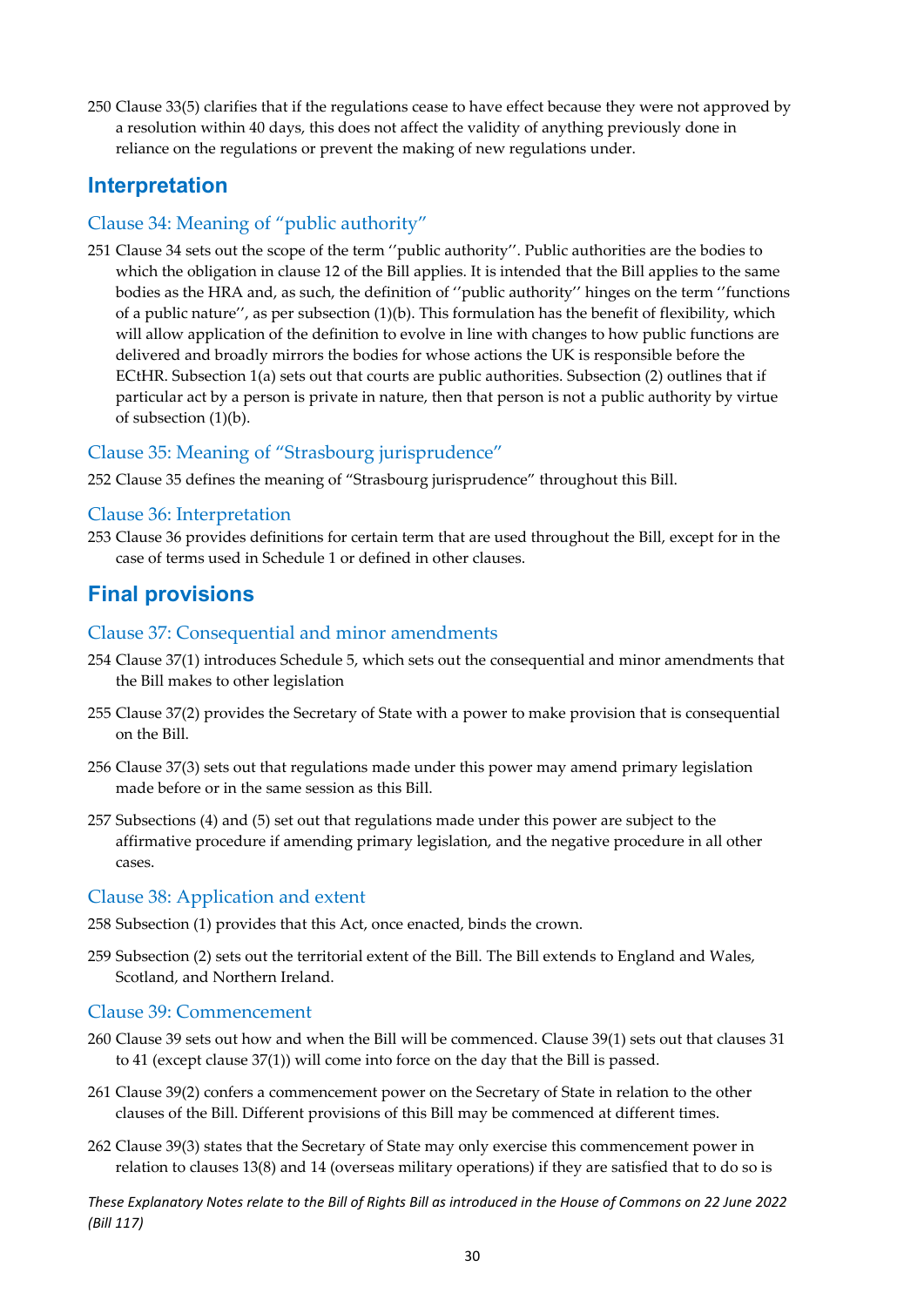250 Clause 33(5) clarifies that if the regulations cease to have effect because they were not approved by a resolution within 40 days, this does not affect the validity of anything previously done in reliance on the regulations or prevent the making of new regulations under.

## Interpretation

### Clause 34: Meaning of "public authority"

251 Clause 34 sets out the scope of the term ''public authority''. Public authorities are the bodies to which the obligation in clause 12 of the Bill applies. It is intended that the Bill applies to the same bodies as the HRA and, as such, the definition of ''public authority'' hinges on the term ''functions of a public nature'', as per subsection (1)(b). This formulation has the benefit of flexibility, which will allow application of the definition to evolve in line with changes to how public functions are delivered and broadly mirrors the bodies for whose actions the UK is responsible before the ECtHR. Subsection 1(a) sets out that courts are public authorities. Subsection (2) outlines that if particular act by a person is private in nature, then that person is not a public authority by virtue of subsection (1)(b).

### Clause 35: Meaning of "Strasbourg jurisprudence"

252 Clause 35 defines the meaning of "Strasbourg jurisprudence" throughout this Bill.

### Clause 36: Interpretation

253 Clause 36 provides definitions for certain term that are used throughout the Bill, except for in the case of terms used in Schedule 1 or defined in other clauses.

## Final provisions

### Clause 37: Consequential and minor amendments

254 Clause 37(1) introduces Schedule 5, which sets out the consequential and minor amendments that the Bill makes to other legislation

255 Clause 37(2) provides the Secretary of State with a power to make provision that is consequential on the Bill.

256 Clause 37(3) sets out that regulations made under this power may amend primary legislation made before or in the same session as this Bill.

257 Subsections (4) and (5) set out that regulations made under this power are subject to the affirmative procedure if amending primary legislation, and the negative procedure in all other cases.

### Clause 38: Application and extent

258 Subsection (1) provides that this Act, once enacted, binds the crown.

259 Subsection (2) sets out the territorial extent of the Bill. The Bill extends to England and Wales, Scotland, and Northern Ireland.

### Clause 39: Commencement

260 Clause 39 sets out how and when the Bill will be commenced. Clause 39(1) sets out that clauses 31 to 41 (except clause 37(1)) will come into force on the day that the Bill is passed.

261 Clause 39(2) confers a commencement power on the Secretary of State in relation to the other clauses of the Bill. Different provisions of this Bill may be commenced at different times.

262 Clause 39(3) states that the Secretary of State may only exercise this commencement power in relation to clauses 13(8) and 14 (overseas military operations) if they are satisfied that to do so is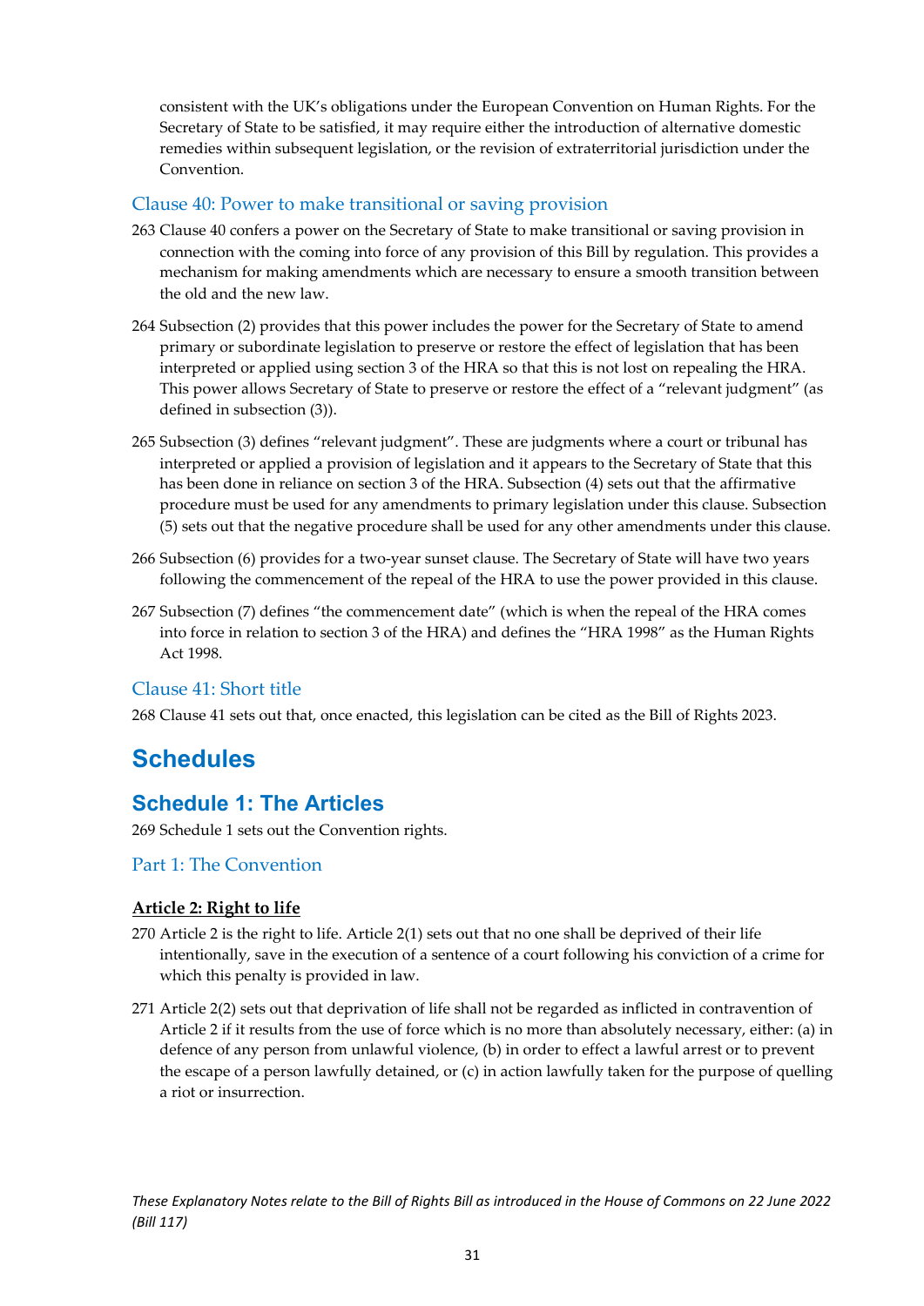consistent with the UK's obligations under the European Convention on Human Rights. For the Secretary of State to be satisfied, it may require either the introduction of alternative domestic remedies within subsequent legislation, or the revision of extraterritorial jurisdiction under the Convention.

### Clause 40: Power to make transitional or saving provision

263 Clause 40 confers a power on the Secretary of State to make transitional or saving provision in connection with the coming into force of any provision of this Bill by regulation. This provides a mechanism for making amendments which are necessary to ensure a smooth transition between the old and the new law.

264 Subsection (2) provides that this power includes the power for the Secretary of State to amend primary or subordinate legislation to preserve or restore the effect of legislation that has been interpreted or applied using section 3 of the HRA so that this is not lost on repealing the HRA. This power allows Secretary of State to preserve or restore the effect of a "relevant judgment" (as defined in subsection (3)).

265 Subsection (3) defines "relevant judgment". These are judgments where a court or tribunal has interpreted or applied a provision of legislation and it appears to the Secretary of State that this has been done in reliance on section 3 of the HRA. Subsection (4) sets out that the affirmative procedure must be used for any amendments to primary legislation under this clause. Subsection (5) sets out that the negative procedure shall be used for any other amendments under this clause.

266 Subsection (6) provides for a two-year sunset clause. The Secretary of State will have two years following the commencement of the repeal of the HRA to use the power provided in this clause.

267 Subsection (7) defines "the commencement date" (which is when the repeal of the HRA comes into force in relation to section 3 of the HRA) and defines the "HRA 1998" as the Human Rights Act 1998.

### Clause 41: Short title

268 Clause 41 sets out that, once enacted, this legislation can be cited as the Bill of Rights 2023.

# Schedules

## Schedule 1: The Articles

269 Schedule 1 sets out the Convention rights.

### Part 1: The Convention

**Article 2: Right to life**

270 Article 2 is the right to life. Article 2(1) sets out that no one shall be deprived of their life intentionally, save in the execution of a sentence of a court following his conviction of a crime for which this penalty is provided in law.

271 Article 2(2) sets out that deprivation of life shall not be regarded as inflicted in contravention of Article 2 if it results from the use of force which is no more than absolutely necessary, either: (a) in defence of any person from unlawful violence, (b) in order to effect a lawful arrest or to prevent the escape of a person lawfully detained, or (c) in action lawfully taken for the purpose of quelling a riot or insurrection.

*These Explanatory Notes relate to the Bill of Rights Bill as introduced in the House of Commons on 22 June 2022 (Bill 117)*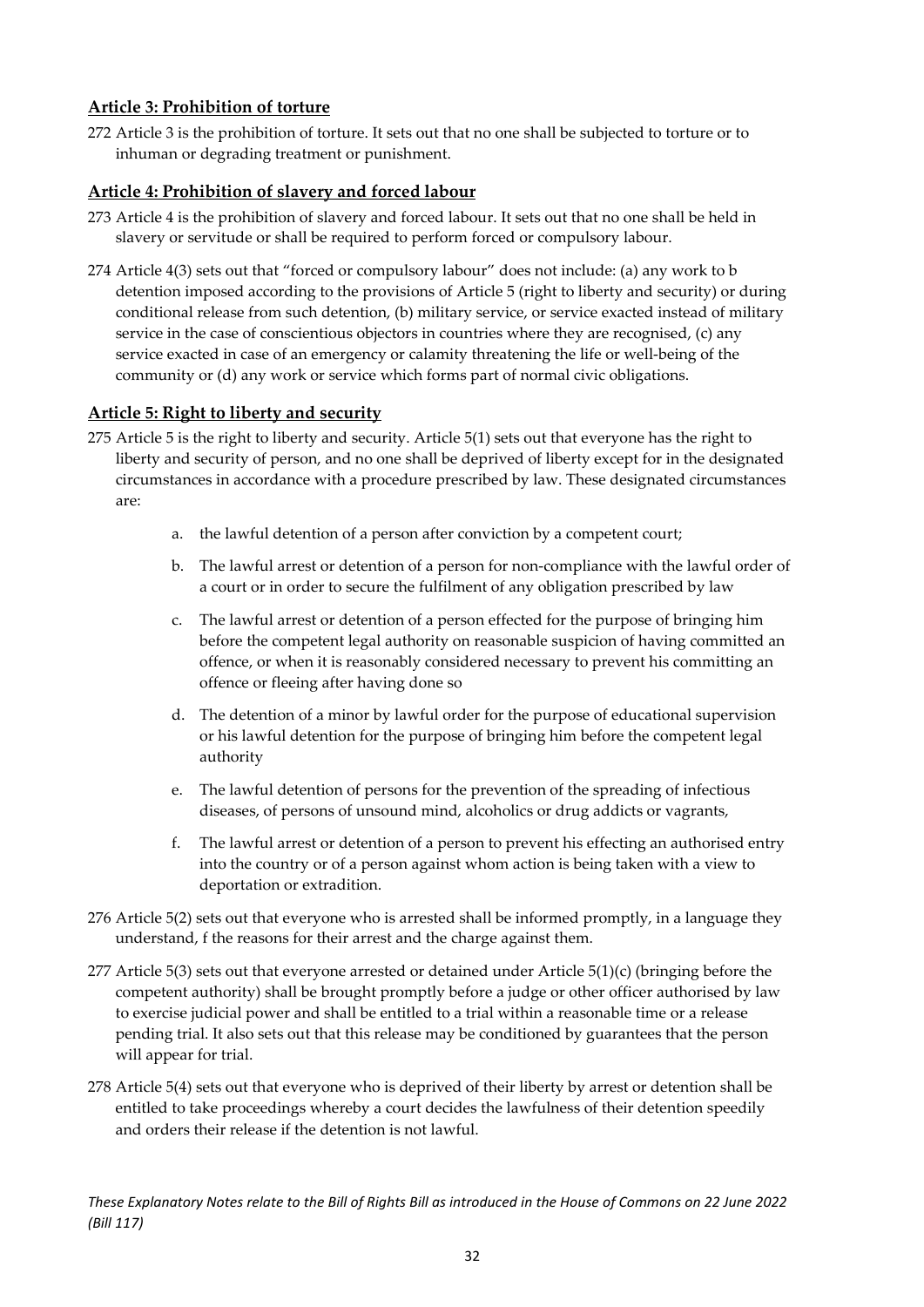## Article 3: Prohibition of torture

272 Article 3 is the prohibition of torture. It sets out that no one shall be subjected to torture or to inhuman or degrading treatment or punishment.

## Article 4: Prohibition of slavery and forced labour

273 Article 4 is the prohibition of slavery and forced labour. It sets out that no one shall be held in slavery or servitude or shall be required to perform forced or compulsory labour.

274 Article 4(3) sets out that "forced or compulsory labour" does not include: (a) any work to b detention imposed according to the provisions of Article 5 (right to liberty and security) or during conditional release from such detention, (b) military service, or service exacted instead of military service in the case of conscientious objectors in countries where they are recognised, (c) any service exacted in case of an emergency or calamity threatening the life or well-being of the community or (d) any work or service which forms part of normal civic obligations.

## Article 5: Right to liberty and security

275 Article 5 is the right to liberty and security. Article 5(1) sets out that everyone has the right to liberty and security of person, and no one shall be deprived of liberty except for in the designated circumstances in accordance with a procedure prescribed by law. These designated circumstances are:

a. the lawful detention of a person after conviction by a competent court;

b. The lawful arrest or detention of a person for non-compliance with the lawful order of a court or in order to secure the fulfilment of any obligation prescribed by law

c. The lawful arrest or detention of a person effected for the purpose of bringing him before the competent legal authority on reasonable suspicion of having committed an offence, or when it is reasonably considered necessary to prevent his committing an offence or fleeing after having done so

d. The detention of a minor by lawful order for the purpose of educational supervision or his lawful detention for the purpose of bringing him before the competent legal authority

e. The lawful detention of persons for the prevention of the spreading of infectious diseases, of persons of unsound mind, alcoholics or drug addicts or vagrants,

f. The lawful arrest or detention of a person to prevent his effecting an authorised entry into the country or of a person against whom action is being taken with a view to deportation or extradition.

276 Article 5(2) sets out that everyone who is arrested shall be informed promptly, in a language they understand, f the reasons for their arrest and the charge against them.

277 Article 5(3) sets out that everyone arrested or detained under Article 5(1)(c) (bringing before the competent authority) shall be brought promptly before a judge or other officer authorised by law to exercise judicial power and shall be entitled to a trial within a reasonable time or a release pending trial. It also sets out that this release may be conditioned by guarantees that the person will appear for trial.

278 Article 5(4) sets out that everyone who is deprived of their liberty by arrest or detention shall be entitled to take proceedings whereby a court decides the lawfulness of their detention speedily and orders their release if the detention is not lawful.

*These Explanatory Notes relate to the Bill of Rights Bill as introduced in the House of Commons on 22 June 2022 (Bill 117)*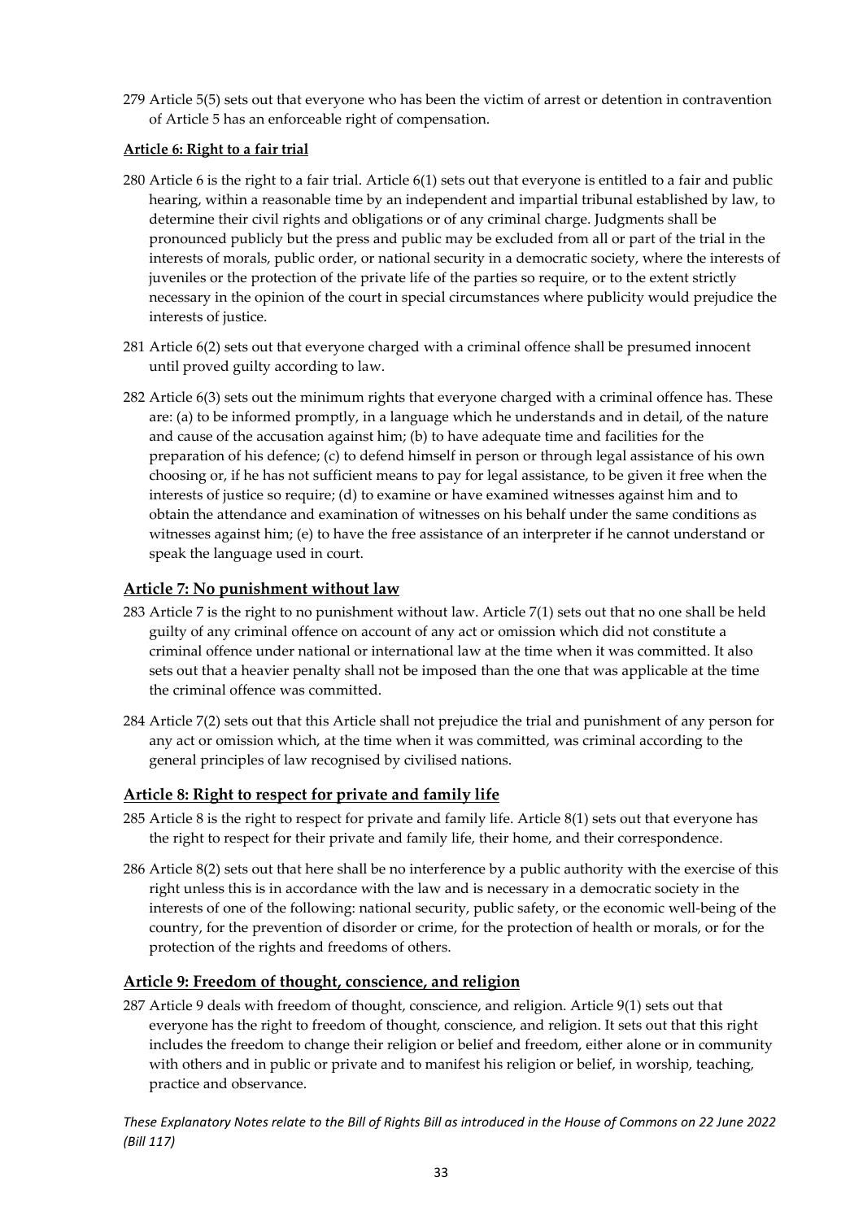279 Article 5(5) sets out that everyone who has been the victim of arrest or detention in contravention of Article 5 has an enforceable right of compensation.

**Article 6: Right to a fair trial**

280 Article 6 is the right to a fair trial. Article 6(1) sets out that everyone is entitled to a fair and public hearing, within a reasonable time by an independent and impartial tribunal established by law, to determine their civil rights and obligations or of any criminal charge. Judgments shall be pronounced publicly but the press and public may be excluded from all or part of the trial in the interests of morals, public order, or national security in a democratic society, where the interests of juveniles or the protection of the private life of the parties so require, or to the extent strictly necessary in the opinion of the court in special circumstances where publicity would prejudice the interests of justice.

281 Article 6(2) sets out that everyone charged with a criminal offence shall be presumed innocent until proved guilty according to law.

282 Article 6(3) sets out the minimum rights that everyone charged with a criminal offence has. These are: (a) to be informed promptly, in a language which he understands and in detail, of the nature and cause of the accusation against him; (b) to have adequate time and facilities for the preparation of his defence; (c) to defend himself in person or through legal assistance of his own choosing or, if he has not sufficient means to pay for legal assistance, to be given it free when the interests of justice so require; (d) to examine or have examined witnesses against him and to obtain the attendance and examination of witnesses on his behalf under the same conditions as witnesses against him; (e) to have the free assistance of an interpreter if he cannot understand or speak the language used in court.

## Article 7: No punishment without law

283 Article 7 is the right to no punishment without law. Article 7(1) sets out that no one shall be held guilty of any criminal offence on account of any act or omission which did not constitute a criminal offence under national or international law at the time when it was committed. It also sets out that a heavier penalty shall not be imposed than the one that was applicable at the time the criminal offence was committed.

284 Article 7(2) sets out that this Article shall not prejudice the trial and punishment of any person for any act or omission which, at the time when it was committed, was criminal according to the general principles of law recognised by civilised nations.

## Article 8: Right to respect for private and family life

285 Article 8 is the right to respect for private and family life. Article 8(1) sets out that everyone has the right to respect for their private and family life, their home, and their correspondence.

286 Article 8(2) sets out that here shall be no interference by a public authority with the exercise of this right unless this is in accordance with the law and is necessary in a democratic society in the interests of one of the following: national security, public safety, or the economic well-being of the country, for the prevention of disorder or crime, for the protection of health or morals, or for the protection of the rights and freedoms of others.

## Article 9: Freedom of thought, conscience, and religion

287 Article 9 deals with freedom of thought, conscience, and religion. Article 9(1) sets out that everyone has the right to freedom of thought, conscience, and religion. It sets out that this right includes the freedom to change their religion or belief and freedom, either alone or in community with others and in public or private and to manifest his religion or belief, in worship, teaching, practice and observance.

*These Explanatory Notes relate to the Bill of Rights Bill as introduced in the House of Commons on 22 June 2022 (Bill 117)*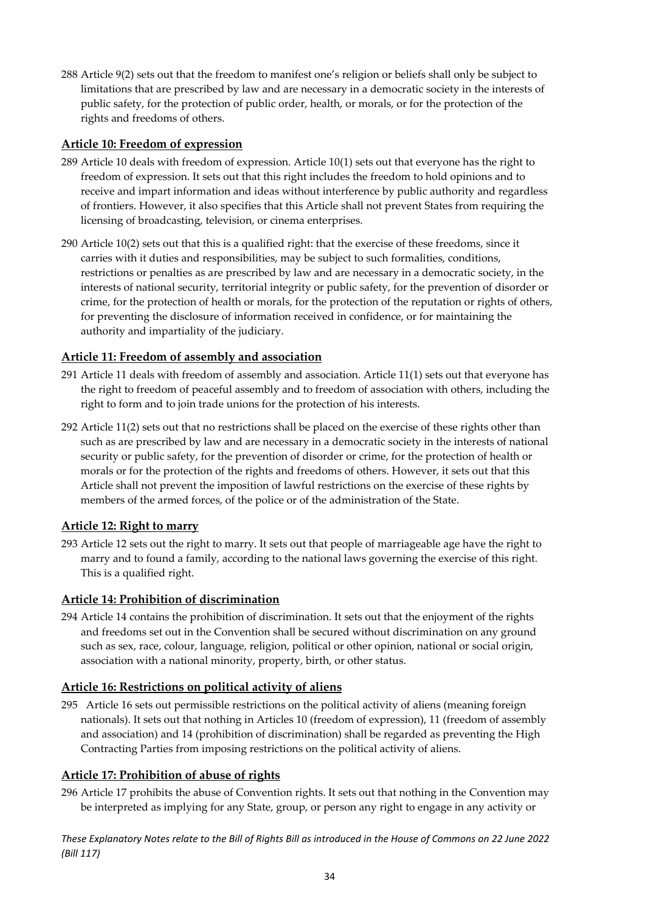288 Article 9(2) sets out that the freedom to manifest one's religion or beliefs shall only be subject to limitations that are prescribed by law and are necessary in a democratic society in the interests of public safety, for the protection of public order, health, or morals, or for the protection of the rights and freedoms of others.

## Article 10: Freedom of expression

289 Article 10 deals with freedom of expression. Article 10(1) sets out that everyone has the right to freedom of expression. It sets out that this right includes the freedom to hold opinions and to receive and impart information and ideas without interference by public authority and regardless of frontiers. However, it also specifies that this Article shall not prevent States from requiring the licensing of broadcasting, television, or cinema enterprises.

290 Article 10(2) sets out that this is a qualified right: that the exercise of these freedoms, since it carries with it duties and responsibilities, may be subject to such formalities, conditions, restrictions or penalties as are prescribed by law and are necessary in a democratic society, in the interests of national security, territorial integrity or public safety, for the prevention of disorder or crime, for the protection of health or morals, for the protection of the reputation or rights of others, for preventing the disclosure of information received in confidence, or for maintaining the authority and impartiality of the judiciary.

## Article 11: Freedom of assembly and association

291 Article 11 deals with freedom of assembly and association. Article 11(1) sets out that everyone has the right to freedom of peaceful assembly and to freedom of association with others, including the right to form and to join trade unions for the protection of his interests.

292 Article 11(2) sets out that no restrictions shall be placed on the exercise of these rights other than such as are prescribed by law and are necessary in a democratic society in the interests of national security or public safety, for the prevention of disorder or crime, for the protection of health or morals or for the protection of the rights and freedoms of others. However, it sets out that this Article shall not prevent the imposition of lawful restrictions on the exercise of these rights by members of the armed forces, of the police or of the administration of the State.

## Article 12: Right to marry

293 Article 12 sets out the right to marry. It sets out that people of marriageable age have the right to marry and to found a family, according to the national laws governing the exercise of this right. This is a qualified right.

## Article 14: Prohibition of discrimination

294 Article 14 contains the prohibition of discrimination. It sets out that the enjoyment of the rights and freedoms set out in the Convention shall be secured without discrimination on any ground such as sex, race, colour, language, religion, political or other opinion, national or social origin, association with a national minority, property, birth, or other status.

## Article 16: Restrictions on political activity of aliens

295 Article 16 sets out permissible restrictions on the political activity of aliens (meaning foreign nationals). It sets out that nothing in Articles 10 (freedom of expression), 11 (freedom of assembly and association) and 14 (prohibition of discrimination) shall be regarded as preventing the High Contracting Parties from imposing restrictions on the political activity of aliens.

## Article 17: Prohibition of abuse of rights

296 Article 17 prohibits the abuse of Convention rights. It sets out that nothing in the Convention may be interpreted as implying for any State, group, or person any right to engage in any activity or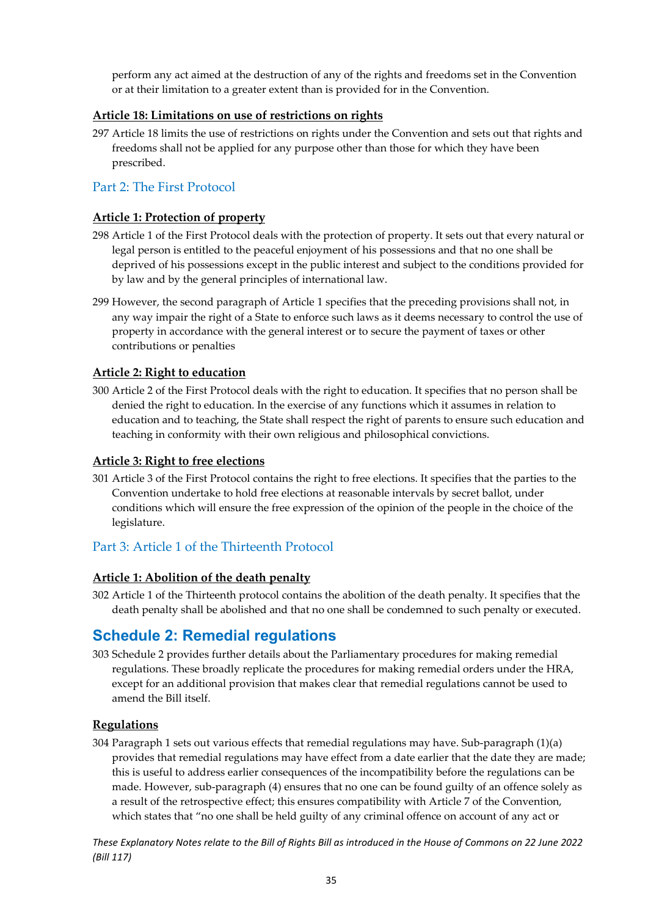perform any act aimed at the destruction of any of the rights and freedoms set in the Convention or at their limitation to a greater extent than is provided for in the Convention.

### Article 18: Limitations on use of restrictions on rights

297 Article 18 limits the use of restrictions on rights under the Convention and sets out that rights and freedoms shall not be applied for any purpose other than those for which they have been prescribed.

## Part 2: The First Protocol

### Article 1: Protection of property

298 Article 1 of the First Protocol deals with the protection of property. It sets out that every natural or legal person is entitled to the peaceful enjoyment of his possessions and that no one shall be deprived of his possessions except in the public interest and subject to the conditions provided for by law and by the general principles of international law.

299 However, the second paragraph of Article 1 specifies that the preceding provisions shall not, in any way impair the right of a State to enforce such laws as it deems necessary to control the use of property in accordance with the general interest or to secure the payment of taxes or other contributions or penalties

### Article 2: Right to education

300 Article 2 of the First Protocol deals with the right to education. It specifies that no person shall be denied the right to education. In the exercise of any functions which it assumes in relation to education and to teaching, the State shall respect the right of parents to ensure such education and teaching in conformity with their own religious and philosophical convictions.

### Article 3: Right to free elections

301 Article 3 of the First Protocol contains the right to free elections. It specifies that the parties to the Convention undertake to hold free elections at reasonable intervals by secret ballot, under conditions which will ensure the free expression of the opinion of the people in the choice of the legislature.

## Part 3: Article 1 of the Thirteenth Protocol

### Article 1: Abolition of the death penalty

302 Article 1 of the Thirteenth protocol contains the abolition of the death penalty. It specifies that the death penalty shall be abolished and that no one shall be condemned to such penalty or executed.

# Schedule 2: Remedial regulations

303 Schedule 2 provides further details about the Parliamentary procedures for making remedial regulations. These broadly replicate the procedures for making remedial orders under the HRA, except for an additional provision that makes clear that remedial regulations cannot be used to amend the Bill itself.

### Regulations

304 Paragraph 1 sets out various effects that remedial regulations may have. Sub-paragraph (1)(a) provides that remedial regulations may have effect from a date earlier that the date they are made; this is useful to address earlier consequences of the incompatibility before the regulations can be made. However, sub-paragraph (4) ensures that no one can be found guilty of an offence solely as a result of the retrospective effect; this ensures compatibility with Article 7 of the Convention, which states that "no one shall be held guilty of any criminal offence on account of any act or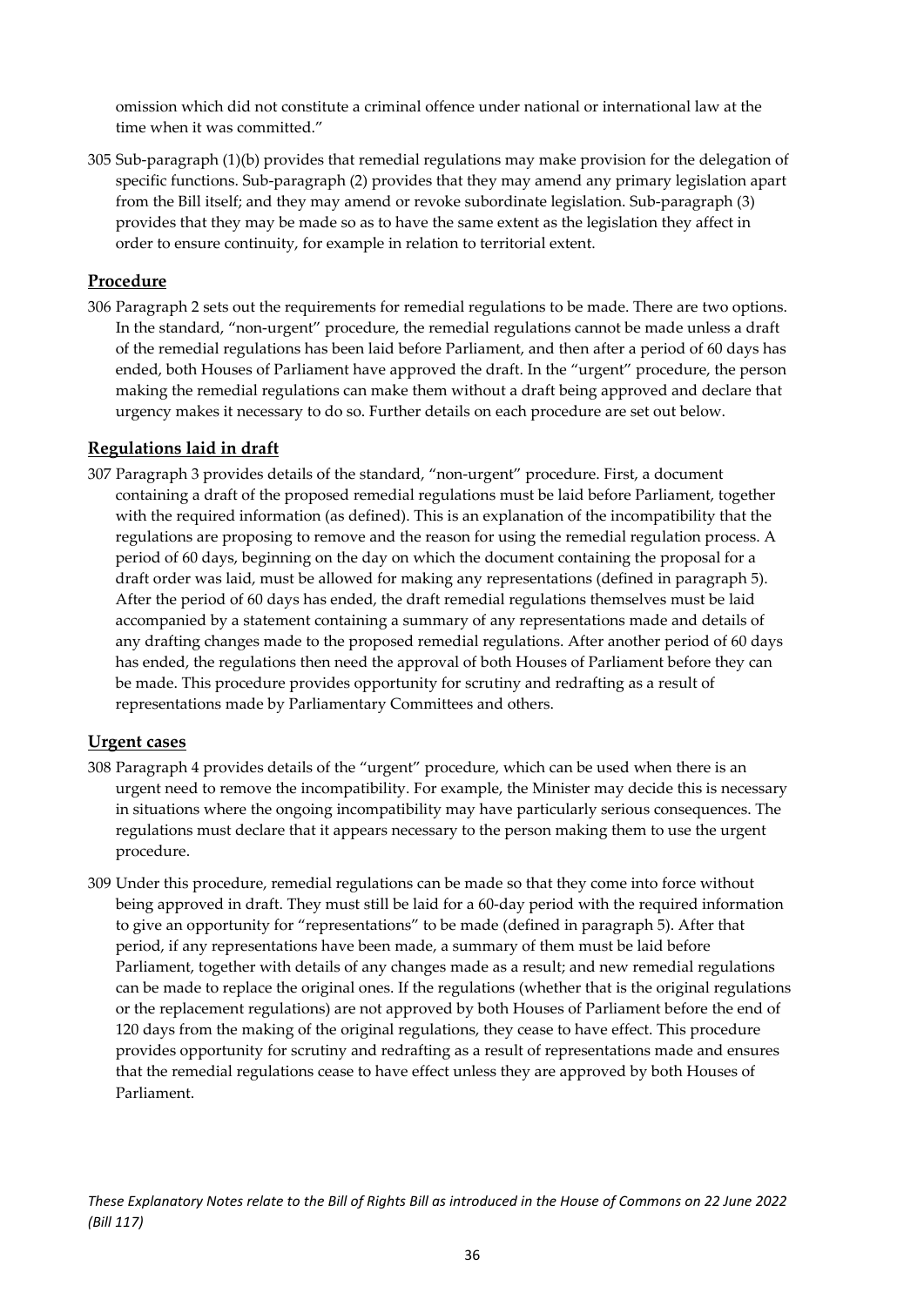omission which did not constitute a criminal offence under national or international law at the time when it was committed."

305 Sub-paragraph (1)(b) provides that remedial regulations may make provision for the delegation of specific functions. Sub-paragraph (2) provides that they may amend any primary legislation apart from the Bill itself; and they may amend or revoke subordinate legislation. Sub-paragraph (3) provides that they may be made so as to have the same extent as the legislation they affect in order to ensure continuity, for example in relation to territorial extent.

## Procedure

306 Paragraph 2 sets out the requirements for remedial regulations to be made. There are two options. In the standard, "non-urgent" procedure, the remedial regulations cannot be made unless a draft of the remedial regulations has been laid before Parliament, and then after a period of 60 days has ended, both Houses of Parliament have approved the draft. In the "urgent" procedure, the person making the remedial regulations can make them without a draft being approved and declare that urgency makes it necessary to do so. Further details on each procedure are set out below.

## Regulations laid in draft

307 Paragraph 3 provides details of the standard, "non-urgent" procedure. First, a document containing a draft of the proposed remedial regulations must be laid before Parliament, together with the required information (as defined). This is an explanation of the incompatibility that the regulations are proposing to remove and the reason for using the remedial regulation process. A period of 60 days, beginning on the day on which the document containing the proposal for a draft order was laid, must be allowed for making any representations (defined in paragraph 5). After the period of 60 days has ended, the draft remedial regulations themselves must be laid accompanied by a statement containing a summary of any representations made and details of any drafting changes made to the proposed remedial regulations. After another period of 60 days has ended, the regulations then need the approval of both Houses of Parliament before they can be made. This procedure provides opportunity for scrutiny and redrafting as a result of representations made by Parliamentary Committees and others.

## Urgent cases

308 Paragraph 4 provides details of the "urgent" procedure, which can be used when there is an urgent need to remove the incompatibility. For example, the Minister may decide this is necessary in situations where the ongoing incompatibility may have particularly serious consequences. The regulations must declare that it appears necessary to the person making them to use the urgent procedure.

309 Under this procedure, remedial regulations can be made so that they come into force without being approved in draft. They must still be laid for a 60-day period with the required information to give an opportunity for "representations" to be made (defined in paragraph 5). After that period, if any representations have been made, a summary of them must be laid before Parliament, together with details of any changes made as a result; and new remedial regulations can be made to replace the original ones. If the regulations (whether that is the original regulations or the replacement regulations) are not approved by both Houses of Parliament before the end of 120 days from the making of the original regulations, they cease to have effect. This procedure provides opportunity for scrutiny and redrafting as a result of representations made and ensures that the remedial regulations cease to have effect unless they are approved by both Houses of Parliament.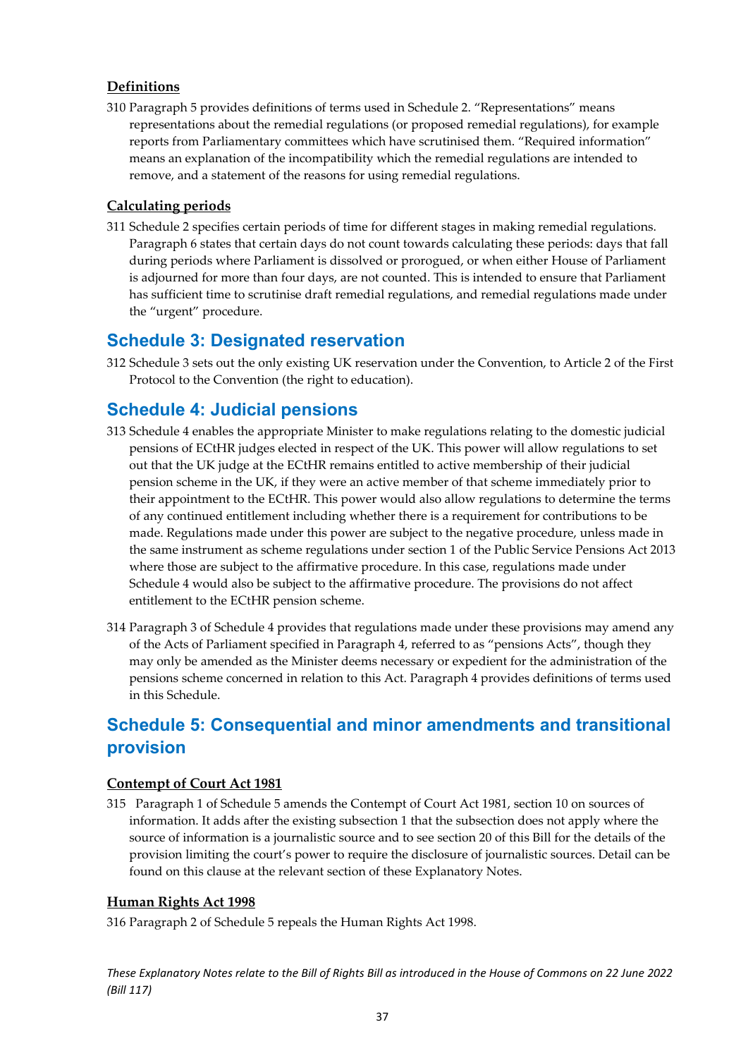### Definitions

310 Paragraph 5 provides definitions of terms used in Schedule 2. "Representations" means representations about the remedial regulations (or proposed remedial regulations), for example reports from Parliamentary committees which have scrutinised them. "Required information" means an explanation of the incompatibility which the remedial regulations are intended to remove, and a statement of the reasons for using remedial regulations.

### Calculating periods

311 Schedule 2 specifies certain periods of time for different stages in making remedial regulations. Paragraph 6 states that certain days do not count towards calculating these periods: days that fall during periods where Parliament is dissolved or prorogued, or when either House of Parliament is adjourned for more than four days, are not counted. This is intended to ensure that Parliament has sufficient time to scrutinise draft remedial regulations, and remedial regulations made under the "urgent" procedure.

## Schedule 3: Designated reservation

312 Schedule 3 sets out the only existing UK reservation under the Convention, to Article 2 of the First Protocol to the Convention (the right to education).

## Schedule 4: Judicial pensions

313 Schedule 4 enables the appropriate Minister to make regulations relating to the domestic judicial pensions of ECtHR judges elected in respect of the UK. This power will allow regulations to set out that the UK judge at the ECtHR remains entitled to active membership of their judicial pension scheme in the UK, if they were an active member of that scheme immediately prior to their appointment to the ECtHR. This power would also allow regulations to determine the terms of any continued entitlement including whether there is a requirement for contributions to be made. Regulations made under this power are subject to the negative procedure, unless made in the same instrument as scheme regulations under section 1 of the Public Service Pensions Act 2013 where those are subject to the affirmative procedure. In this case, regulations made under Schedule 4 would also be subject to the affirmative procedure. The provisions do not affect entitlement to the ECtHR pension scheme.

314 Paragraph 3 of Schedule 4 provides that regulations made under these provisions may amend any of the Acts of Parliament specified in Paragraph 4, referred to as "pensions Acts", though they may only be amended as the Minister deems necessary or expedient for the administration of the pensions scheme concerned in relation to this Act. Paragraph 4 provides definitions of terms used in this Schedule.

## Schedule 5: Consequential and minor amendments and transitional provision

### Contempt of Court Act 1981

315 Paragraph 1 of Schedule 5 amends the Contempt of Court Act 1981, section 10 on sources of information. It adds after the existing subsection 1 that the subsection does not apply where the source of information is a journalistic source and to see section 20 of this Bill for the details of the provision limiting the court's power to require the disclosure of journalistic sources. Detail can be found on this clause at the relevant section of these Explanatory Notes.

### Human Rights Act 1998

316 Paragraph 2 of Schedule 5 repeals the Human Rights Act 1998.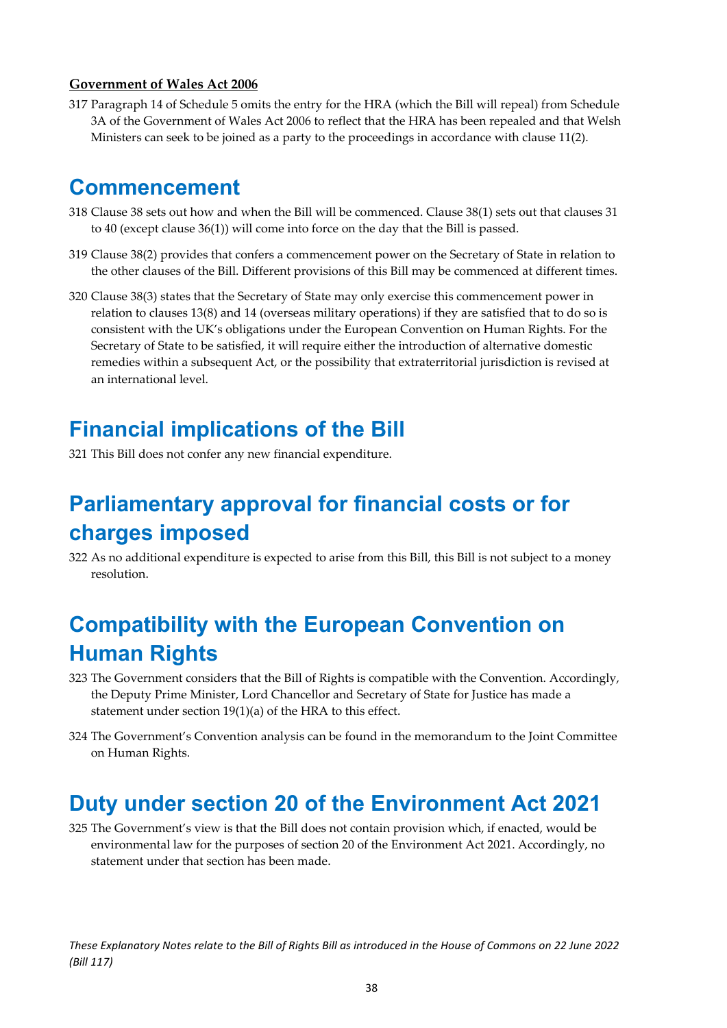**Government of Wales Act 2006**

317 Paragraph 14 of Schedule 5 omits the entry for the HRA (which the Bill will repeal) from Schedule 3A of the Government of Wales Act 2006 to reflect that the HRA has been repealed and that Welsh Ministers can seek to be joined as a party to the proceedings in accordance with clause 11(2).

# Commencement

318 Clause 38 sets out how and when the Bill will be commenced. Clause 38(1) sets out that clauses 31 to 40 (except clause 36(1)) will come into force on the day that the Bill is passed.

319 Clause 38(2) provides that confers a commencement power on the Secretary of State in relation to the other clauses of the Bill. Different provisions of this Bill may be commenced at different times.

320 Clause 38(3) states that the Secretary of State may only exercise this commencement power in relation to clauses 13(8) and 14 (overseas military operations) if they are satisfied that to do so is consistent with the UK's obligations under the European Convention on Human Rights. For the Secretary of State to be satisfied, it will require either the introduction of alternative domestic remedies within a subsequent Act, or the possibility that extraterritorial jurisdiction is revised at an international level.

# Financial implications of the Bill

321 This Bill does not confer any new financial expenditure.

# Parliamentary approval for financial costs or for charges imposed

322 As no additional expenditure is expected to arise from this Bill, this Bill is not subject to a money resolution.

# Compatibility with the European Convention on Human Rights

323 The Government considers that the Bill of Rights is compatible with the Convention. Accordingly, the Deputy Prime Minister, Lord Chancellor and Secretary of State for Justice has made a statement under section 19(1)(a) of the HRA to this effect.

324 The Government's Convention analysis can be found in the memorandum to the Joint Committee on Human Rights.

# Duty under section 20 of the Environment Act 2021

325 The Government's view is that the Bill does not contain provision which, if enacted, would be environmental law for the purposes of section 20 of the Environment Act 2021. Accordingly, no statement under that section has been made.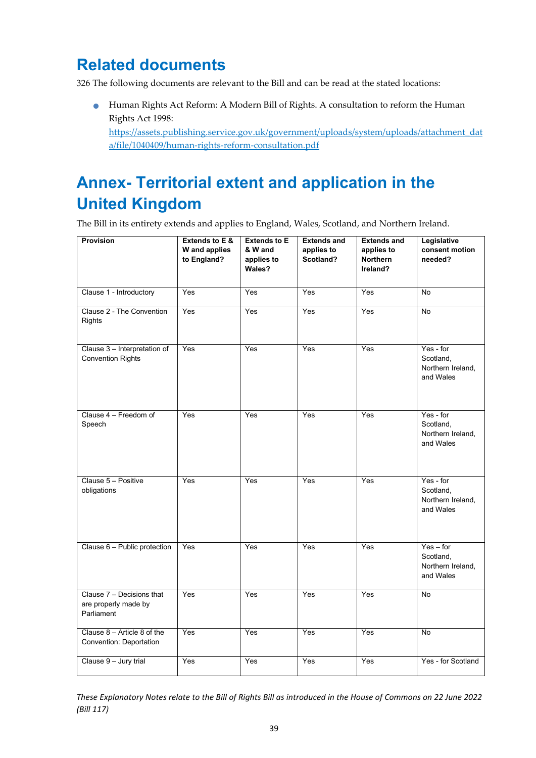## Related documents

326 The following documents are relevant to the Bill and can be read at the stated locations:

- Human Rights Act Reform: A Modern Bill of Rights. A consultation to reform the Human Rights Act 1998: [https://assets.publishing.service.gov.uk/government/uploads/system/uploads/attachment_data/file/1040409/human-rights-reform-consultation.pdf](https://assets.publishing.service.gov.uk/government/uploads/system/uploads/attachment_data/file/1040409/human-rights-reform-consultation.pdf)

## Annex- Territorial extent and application in the United Kingdom

The Bill in its entirety extends and applies to England, Wales, Scotland, and Northern Ireland.

| Provision | Extends to E & W and applies to England? | Extends to E & W and applies to Wales? | Extends and applies to Scotland? | Extends and applies to Northern Ireland? | Legislative consent motion needed? |
|---|---|---|---|---|---|
| Clause 1 - Introductory | Yes | Yes | Yes | Yes | No |
| Clause 2 - The Convention Rights | Yes | Yes | Yes | Yes | No |
| Clause 3 – Interpretation of Convention Rights | Yes | Yes | Yes | Yes | Yes - for Scotland, Northern Ireland, and Wales |
| Clause 4 – Freedom of Speech | Yes | Yes | Yes | Yes | Yes - for Scotland, Northern Ireland, and Wales |
| Clause 5 – Positive obligations | Yes | Yes | Yes | Yes | Yes - for Scotland, Northern Ireland, and Wales |
| Clause 6 – Public protection | Yes | Yes | Yes | Yes | Yes – for Scotland, Northern Ireland, and Wales |
| Clause 7 – Decisions that are properly made by Parliament | Yes | Yes | Yes | Yes | No |
| Clause 8 – Article 8 of the Convention: Deportation | Yes | Yes | Yes | Yes | No |
| Clause 9 – Jury trial | Yes | Yes | Yes | Yes | Yes - for Scotland |

*These Explanatory Notes relate to the Bill of Rights Bill as introduced in the House of Commons on 22 June 2022 (Bill 117)*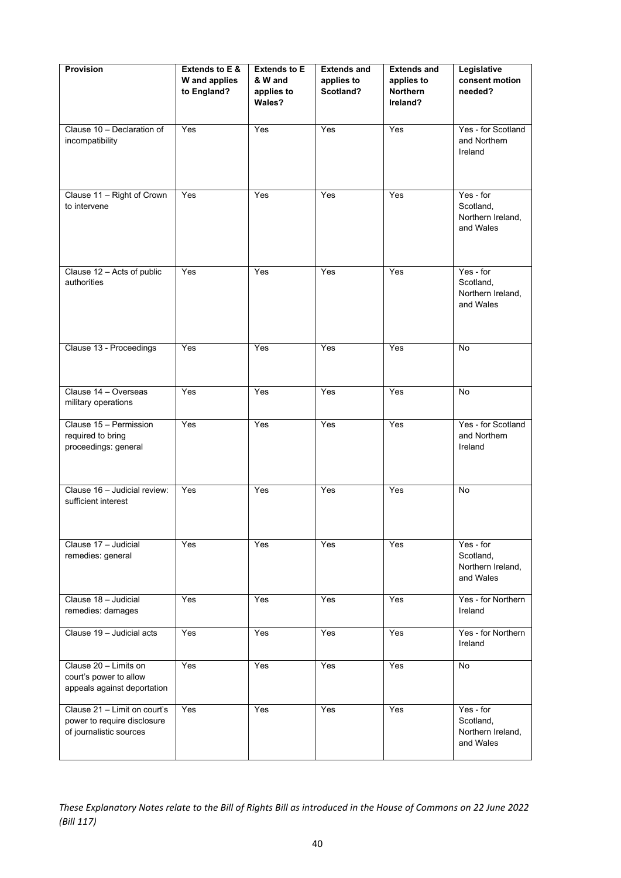| Provision | Extends to E & W and applies to England? | Extends to E & W and applies to Wales? | Extends and applies to Scotland? | Extends and applies to Northern Ireland? | Legislative consent motion needed? |
|---|---|---|---|---|---|
| Clause 10 – Declaration of incompatibility | Yes | Yes | Yes | Yes | Yes - for Scotland and Northern Ireland |
| Clause 11 – Right of Crown to intervene | Yes | Yes | Yes | Yes | Yes - for Scotland, Northern Ireland, and Wales |
| Clause 12 – Acts of public authorities | Yes | Yes | Yes | Yes | Yes - for Scotland, Northern Ireland, and Wales |
| Clause 13 - Proceedings | Yes | Yes | Yes | Yes | No |
| Clause 14 – Overseas military operations | Yes | Yes | Yes | Yes | No |
| Clause 15 – Permission required to bring proceedings: general | Yes | Yes | Yes | Yes | Yes - for Scotland and Northern Ireland |
| Clause 16 – Judicial review: sufficient interest | Yes | Yes | Yes | Yes | No |
| Clause 17 – Judicial remedies: general | Yes | Yes | Yes | Yes | Yes - for Scotland, Northern Ireland, and Wales |
| Clause 18 – Judicial remedies: damages | Yes | Yes | Yes | Yes | Yes - for Northern Ireland |
| Clause 19 – Judicial acts | Yes | Yes | Yes | Yes | Yes - for Northern Ireland |
| Clause 20 – Limits on court's power to allow appeals against deportation | Yes | Yes | Yes | Yes | No |
| Clause 21 – Limit on court's power to require disclosure of journalistic sources | Yes | Yes | Yes | Yes | Yes - for Scotland, Northern Ireland, and Wales |

*These Explanatory Notes relate to the Bill of Rights Bill as introduced in the House of Commons on 22 June 2022 (Bill 117)*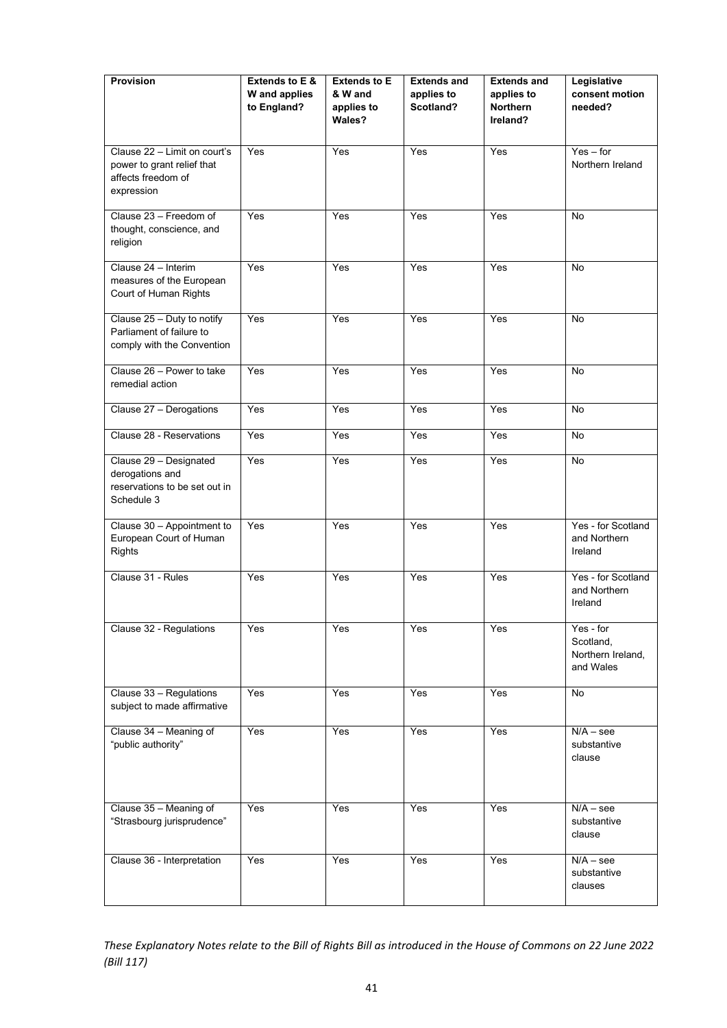| Provision | Extends to E & W and applies to England? | Extends to E & W and applies to Wales? | Extends and applies to Scotland? | Extends and applies to Northern Ireland? | Legislative consent motion needed? |
|---|---|---|---|---|---|
| Clause 22 – Limit on court's power to grant relief that affects freedom of expression | Yes | Yes | Yes | Yes | Yes – for Northern Ireland |
| Clause 23 – Freedom of thought, conscience, and religion | Yes | Yes | Yes | Yes | No |
| Clause 24 – Interim measures of the European Court of Human Rights | Yes | Yes | Yes | Yes | No |
| Clause 25 – Duty to notify Parliament of failure to comply with the Convention | Yes | Yes | Yes | Yes | No |
| Clause 26 – Power to take remedial action | Yes | Yes | Yes | Yes | No |
| Clause 27 – Derogations | Yes | Yes | Yes | Yes | No |
| Clause 28 - Reservations | Yes | Yes | Yes | Yes | No |
| Clause 29 – Designated derogations and reservations to be set out in Schedule 3 | Yes | Yes | Yes | Yes | No |
| Clause 30 – Appointment to European Court of Human Rights | Yes | Yes | Yes | Yes | Yes - for Scotland and Northern Ireland |
| Clause 31 - Rules | Yes | Yes | Yes | Yes | Yes - for Scotland and Northern Ireland |
| Clause 32 - Regulations | Yes | Yes | Yes | Yes | Yes - for Scotland, Northern Ireland, and Wales |
| Clause 33 – Regulations subject to made affirmative | Yes | Yes | Yes | Yes | No |
| Clause 34 – Meaning of "public authority" | Yes | Yes | Yes | Yes | N/A – see substantive clause |
| Clause 35 – Meaning of "Strasbourg jurisprudence" | Yes | Yes | Yes | Yes | N/A – see substantive clause |
| Clause 36 - Interpretation | Yes | Yes | Yes | Yes | N/A – see substantive clauses |

*These Explanatory Notes relate to the Bill of Rights Bill as introduced in the House of Commons on 22 June 2022 (Bill 117)*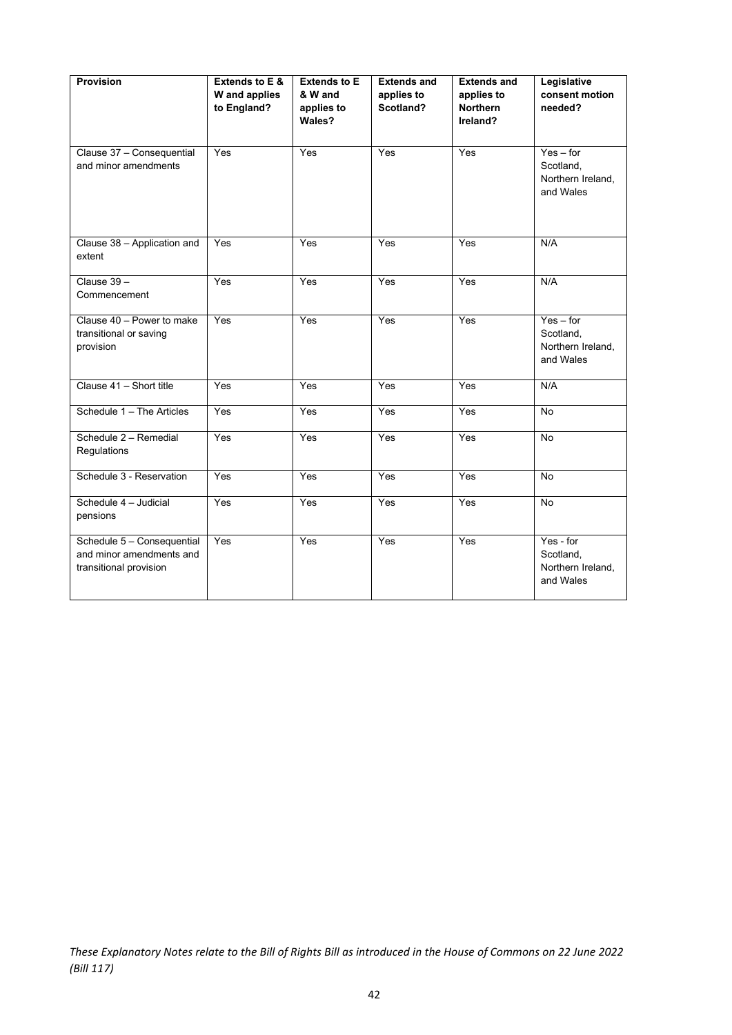| Provision | Extends to E & W and applies to England? | Extends to E & W and applies to Wales? | Extends and applies to Scotland? | Extends and applies to Northern Ireland? | Legislative consent motion needed? |
|---|---|---|---|---|---|
| Clause 37 – Consequential and minor amendments | Yes | Yes | Yes | Yes | Yes – for Scotland, Northern Ireland, and Wales |
| Clause 38 – Application and extent | Yes | Yes | Yes | Yes | N/A |
| Clause 39 – Commencement | Yes | Yes | Yes | Yes | N/A |
| Clause 40 – Power to make transitional or saving provision | Yes | Yes | Yes | Yes | Yes – for Scotland, Northern Ireland, and Wales |
| Clause 41 – Short title | Yes | Yes | Yes | Yes | N/A |
| Schedule 1 – The Articles | Yes | Yes | Yes | Yes | No |
| Schedule 2 – Remedial Regulations | Yes | Yes | Yes | Yes | No |
| Schedule 3 - Reservation | Yes | Yes | Yes | Yes | No |
| Schedule 4 – Judicial pensions | Yes | Yes | Yes | Yes | No |
| Schedule 5 – Consequential and minor amendments and transitional provision | Yes | Yes | Yes | Yes | Yes - for Scotland, Northern Ireland, and Wales |

*These Explanatory Notes relate to the Bill of Rights Bill as introduced in the House of Commons on 22 June 2022 (Bill 117)*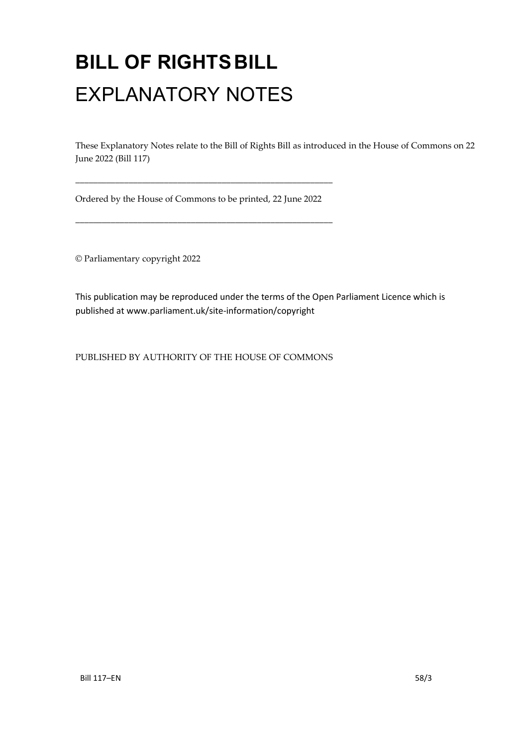# BILL OF RIGHTS BILL
# EXPLANATORY NOTES

These Explanatory Notes relate to the Bill of Rights Bill as introduced in the House of Commons on 22 June 2022 (Bill 117)

---

Ordered by the House of Commons to be printed, 22 June 2022

---

© Parliamentary copyright 2022

This publication may be reproduced under the terms of the Open Parliament Licence which is published at www.parliament.uk/site-information/copyright

PUBLISHED BY AUTHORITY OF THE HOUSE OF COMMONS

Bill 117–EN 58/3